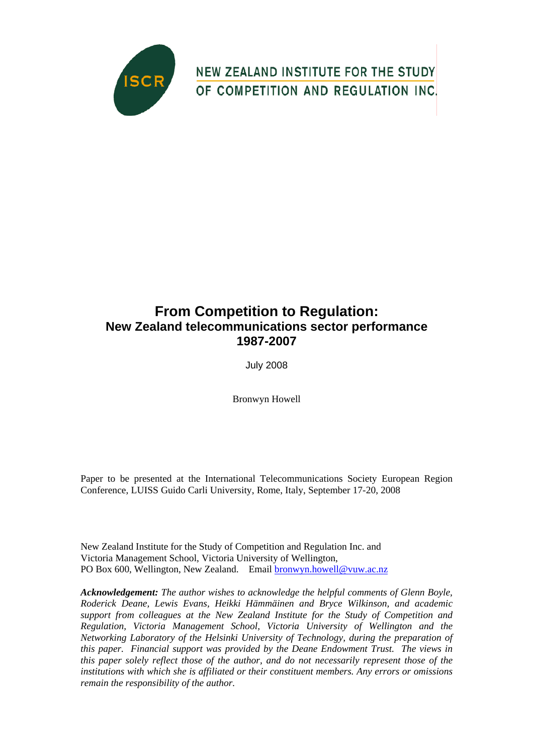ISCR

NEW ZEALAND INSTITUTE FOR THE STUDY OF COMPETITION AND REGULATION INC.

# From Competition to Regulation:
## New Zealand telecommunications sector performance 1987-2007

July 2008

Bronwyn Howell

Paper to be presented at the International Telecommunications Society European Region Conference, LUISS Guido Carli University, Rome, Italy, September 17-20, 2008

New Zealand Institute for the Study of Competition and Regulation Inc. and
Victoria Management School, Victoria University of Wellington,
PO Box 600, Wellington, New Zealand. Email bronwyn.howell@vuw.ac.nz

***Acknowledgement:*** *The author wishes to acknowledge the helpful comments of Glenn Boyle, Roderick Deane, Lewis Evans, Heikki Hämmäinen and Bryce Wilkinson, and academic support from colleagues at the New Zealand Institute for the Study of Competition and Regulation, Victoria Management School, Victoria University of Wellington and the Networking Laboratory of the Helsinki University of Technology, during the preparation of this paper. Financial support was provided by the Deane Endowment Trust. The views in this paper solely reflect those of the author, and do not necessarily represent those of the institutions with which she is affiliated or their constituent members. Any errors or omissions remain the responsibility of the author.*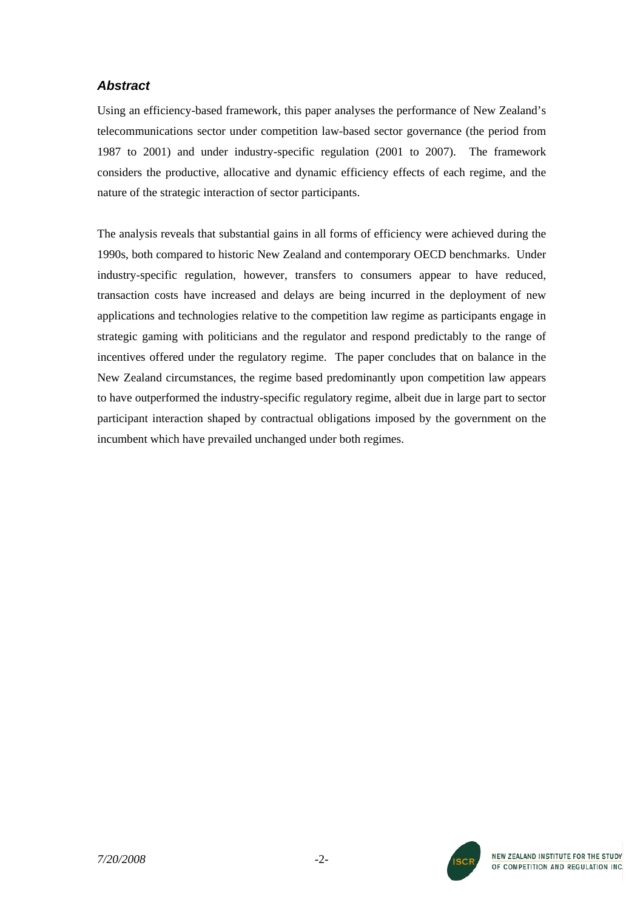### *Abstract*

Using an efficiency-based framework, this paper analyses the performance of New Zealand's telecommunications sector under competition law-based sector governance (the period from 1987 to 2001) and under industry-specific regulation (2001 to 2007). The framework considers the productive, allocative and dynamic efficiency effects of each regime, and the nature of the strategic interaction of sector participants.

The analysis reveals that substantial gains in all forms of efficiency were achieved during the 1990s, both compared to historic New Zealand and contemporary OECD benchmarks. Under industry-specific regulation, however, transfers to consumers appear to have reduced, transaction costs have increased and delays are being incurred in the deployment of new applications and technologies relative to the competition law regime as participants engage in strategic gaming with politicians and the regulator and respond predictably to the range of incentives offered under the regulatory regime. The paper concludes that on balance in the New Zealand circumstances, the regime based predominantly upon competition law appears to have outperformed the industry-specific regulatory regime, albeit due in large part to sector participant interaction shaped by contractual obligations imposed by the government on the incumbent which have prevailed unchanged under both regimes.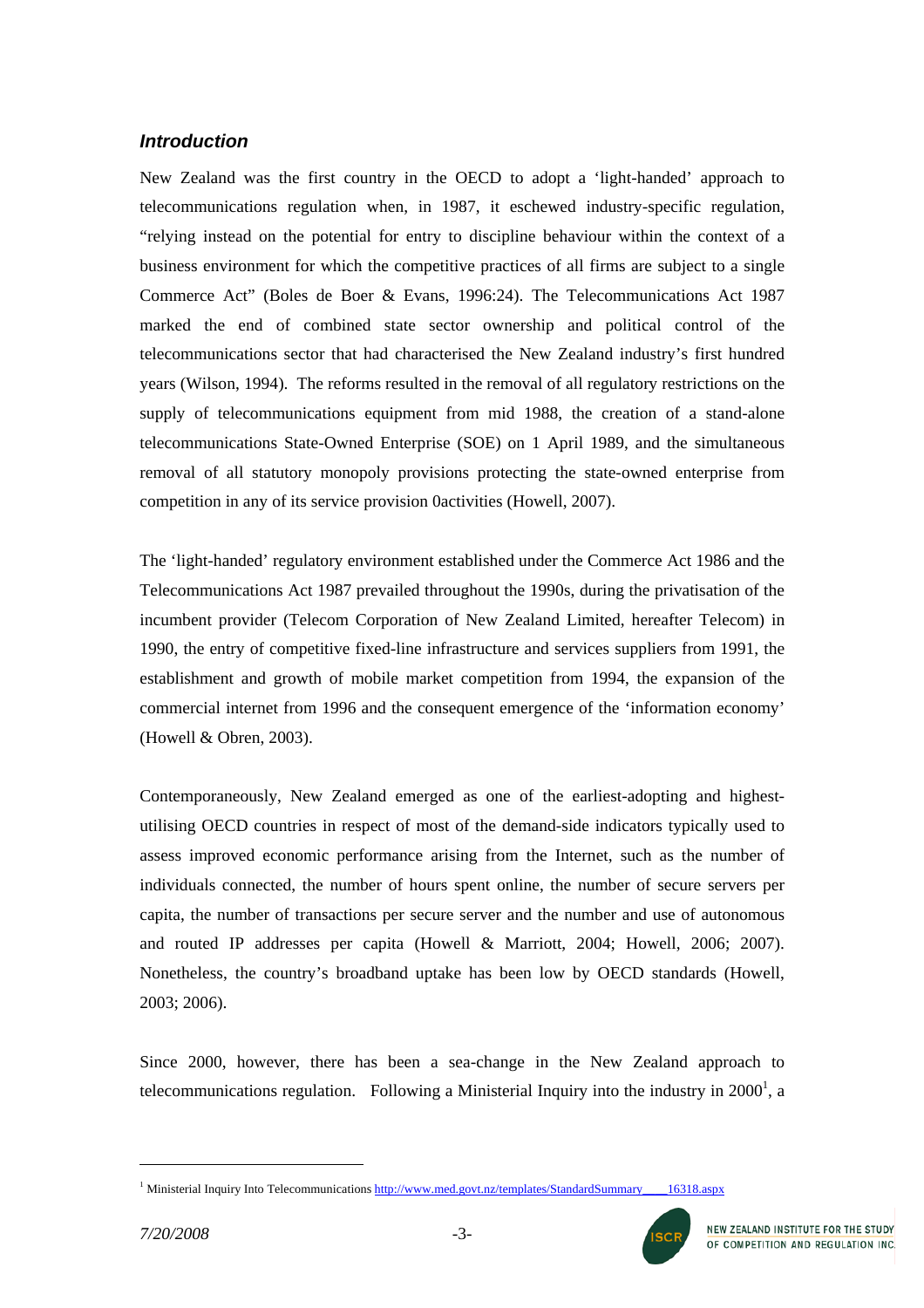### *Introduction*

New Zealand was the first country in the OECD to adopt a 'light-handed' approach to telecommunications regulation when, in 1987, it eschewed industry-specific regulation, "relying instead on the potential for entry to discipline behaviour within the context of a business environment for which the competitive practices of all firms are subject to a single Commerce Act" (Boles de Boer & Evans, 1996:24). The Telecommunications Act 1987 marked the end of combined state sector ownership and political control of the telecommunications sector that had characterised the New Zealand industry's first hundred years (Wilson, 1994). The reforms resulted in the removal of all regulatory restrictions on the supply of telecommunications equipment from mid 1988, the creation of a stand-alone telecommunications State-Owned Enterprise (SOE) on 1 April 1989, and the simultaneous removal of all statutory monopoly provisions protecting the state-owned enterprise from competition in any of its service provision 0activities (Howell, 2007).

The 'light-handed' regulatory environment established under the Commerce Act 1986 and the Telecommunications Act 1987 prevailed throughout the 1990s, during the privatisation of the incumbent provider (Telecom Corporation of New Zealand Limited, hereafter Telecom) in 1990, the entry of competitive fixed-line infrastructure and services suppliers from 1991, the establishment and growth of mobile market competition from 1994, the expansion of the commercial internet from 1996 and the consequent emergence of the 'information economy' (Howell & Obren, 2003).

Contemporaneously, New Zealand emerged as one of the earliest-adopting and highest-utilising OECD countries in respect of most of the demand-side indicators typically used to assess improved economic performance arising from the Internet, such as the number of individuals connected, the number of hours spent online, the number of secure servers per capita, the number of transactions per secure server and the number and use of autonomous and routed IP addresses per capita (Howell & Marriott, 2004; Howell, 2006; 2007). Nonetheless, the country's broadband uptake has been low by OECD standards (Howell, 2003; 2006).

Since 2000, however, there has been a sea-change in the New Zealand approach to telecommunications regulation. Following a Ministerial Inquiry into the industry in 2000[1], a

---

[1] Ministerial Inquiry Into Telecommunications http://www.med.govt.nz/templates/StandardSummary____16318.aspx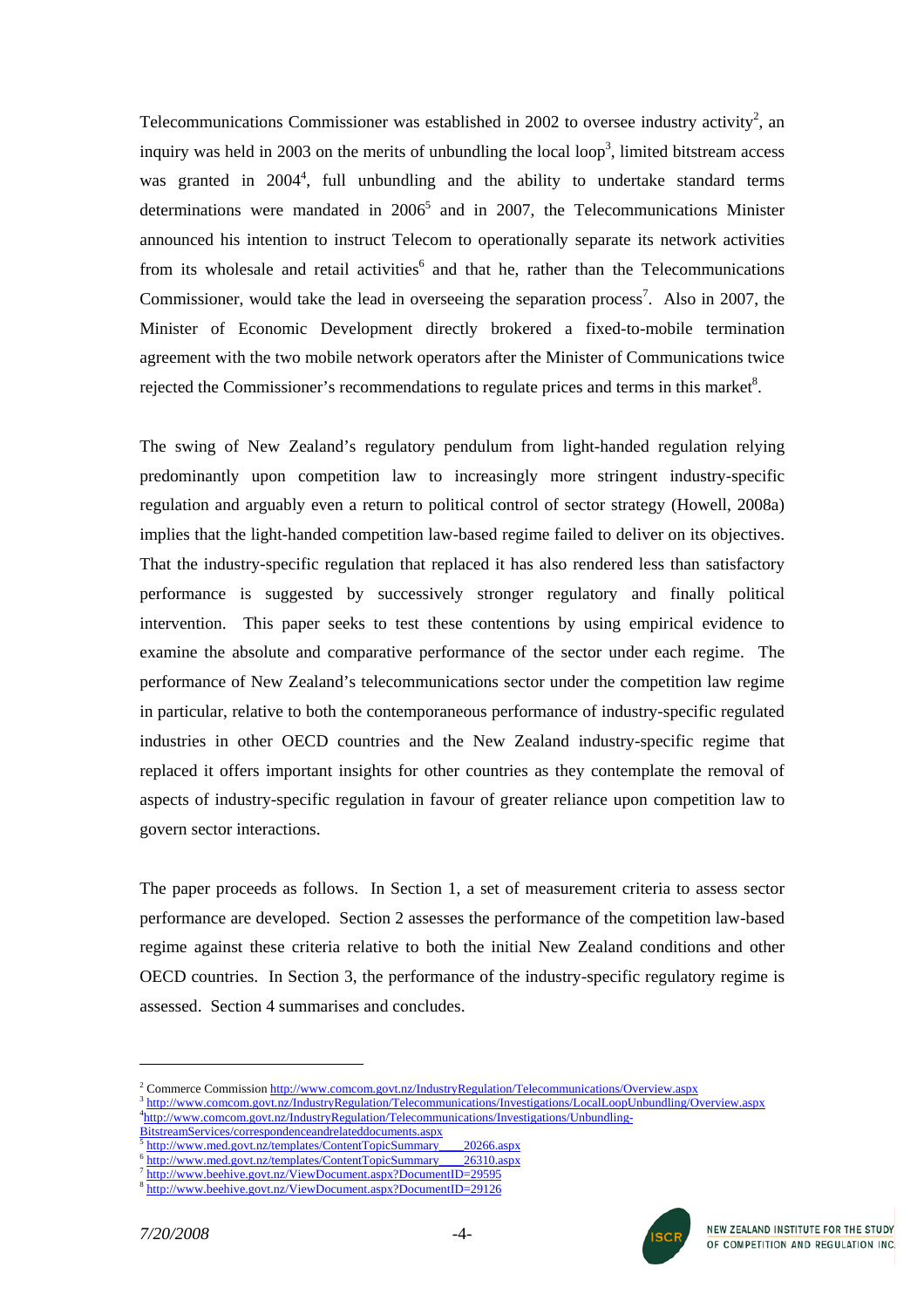Telecommunications Commissioner was established in 2002 to oversee industry activity[2], an inquiry was held in 2003 on the merits of unbundling the local loop[3], limited bitstream access was granted in 2004[4], full unbundling and the ability to undertake standard terms determinations were mandated in 2006[5] and in 2007, the Telecommunications Minister announced his intention to instruct Telecom to operationally separate its network activities from its wholesale and retail activities[6] and that he, rather than the Telecommunications Commissioner, would take the lead in overseeing the separation process[7]. Also in 2007, the Minister of Economic Development directly brokered a fixed-to-mobile termination agreement with the two mobile network operators after the Minister of Communications twice rejected the Commissioner's recommendations to regulate prices and terms in this market[8].

The swing of New Zealand's regulatory pendulum from light-handed regulation relying predominantly upon competition law to increasingly more stringent industry-specific regulation and arguably even a return to political control of sector strategy (Howell, 2008a) implies that the light-handed competition law-based regime failed to deliver on its objectives. That the industry-specific regulation that replaced it has also rendered less than satisfactory performance is suggested by successively stronger regulatory and finally political intervention. This paper seeks to test these contentions by using empirical evidence to examine the absolute and comparative performance of the sector under each regime. The performance of New Zealand's telecommunications sector under the competition law regime in particular, relative to both the contemporaneous performance of industry-specific regulated industries in other OECD countries and the New Zealand industry-specific regime that replaced it offers important insights for other countries as they contemplate the removal of aspects of industry-specific regulation in favour of greater reliance upon competition law to govern sector interactions.

The paper proceeds as follows. In Section 1, a set of measurement criteria to assess sector performance are developed. Section 2 assesses the performance of the competition law-based regime against these criteria relative to both the initial New Zealand conditions and other OECD countries. In Section 3, the performance of the industry-specific regulatory regime is assessed. Section 4 summarises and concludes.

---

[2] Commerce Commission http://www.comcom.govt.nz/IndustryRegulation/Telecommunications/Overview.aspx

[3] http://www.comcom.govt.nz/IndustryRegulation/Telecommunications/Investigations/LocalLoopUnbundling/Overview.aspx

[4] http://www.comcom.govt.nz/IndustryRegulation/Telecommunications/Investigations/Unbundling-BitstreamServices/correspondenceandrelateddocuments.aspx

[5] http://www.med.govt.nz/templates/ContentTopicSummary____20266.aspx

[6] http://www.med.govt.nz/templates/ContentTopicSummary____26310.aspx

[7] http://www.beehive.govt.nz/ViewDocument.aspx?DocumentID=29595

[8] http://www.beehive.govt.nz/ViewDocument.aspx?DocumentID=29126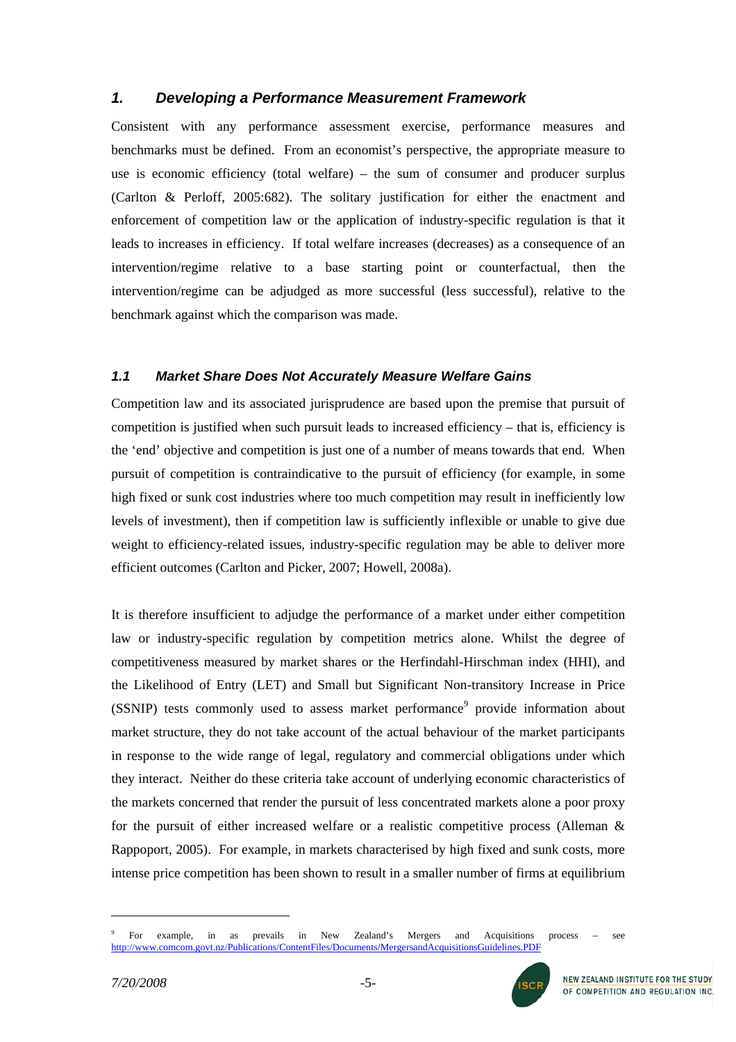## *1. Developing a Performance Measurement Framework*

Consistent with any performance assessment exercise, performance measures and benchmarks must be defined. From an economist's perspective, the appropriate measure to use is economic efficiency (total welfare) – the sum of consumer and producer surplus (Carlton & Perloff, 2005:682). The solitary justification for either the enactment and enforcement of competition law or the application of industry-specific regulation is that it leads to increases in efficiency. If total welfare increases (decreases) as a consequence of an intervention/regime relative to a base starting point or counterfactual, then the intervention/regime can be adjudged as more successful (less successful), relative to the benchmark against which the comparison was made.

### *1.1 Market Share Does Not Accurately Measure Welfare Gains*

Competition law and its associated jurisprudence are based upon the premise that pursuit of competition is justified when such pursuit leads to increased efficiency – that is, efficiency is the 'end' objective and competition is just one of a number of means towards that end. When pursuit of competition is contraindicative to the pursuit of efficiency (for example, in some high fixed or sunk cost industries where too much competition may result in inefficiently low levels of investment), then if competition law is sufficiently inflexible or unable to give due weight to efficiency-related issues, industry-specific regulation may be able to deliver more efficient outcomes (Carlton and Picker, 2007; Howell, 2008a).

It is therefore insufficient to adjudge the performance of a market under either competition law or industry-specific regulation by competition metrics alone. Whilst the degree of competitiveness measured by market shares or the Herfindahl-Hirschman index (HHI), and the Likelihood of Entry (LET) and Small but Significant Non-transitory Increase in Price (SSNIP) tests commonly used to assess market performance[9] provide information about market structure, they do not take account of the actual behaviour of the market participants in response to the wide range of legal, regulatory and commercial obligations under which they interact. Neither do these criteria take account of underlying economic characteristics of the markets concerned that render the pursuit of less concentrated markets alone a poor proxy for the pursuit of either increased welfare or a realistic competitive process (Alleman & Rappoport, 2005). For example, in markets characterised by high fixed and sunk costs, more intense price competition has been shown to result in a smaller number of firms at equilibrium

[9] For example, in as prevails in New Zealand's Mergers and Acquisitions process – see http://www.comcom.govt.nz/Publications/ContentFiles/Documents/MergersandAcquisitionsGuidelines.PDF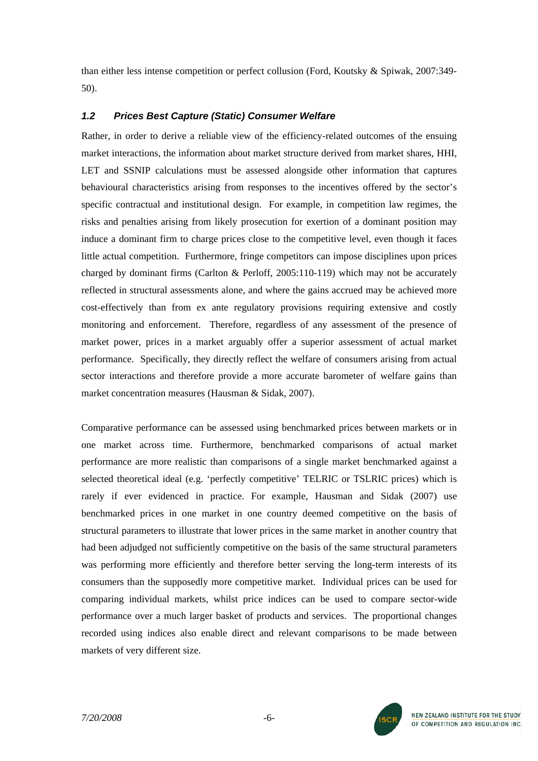than either less intense competition or perfect collusion (Ford, Koutsky & Spiwak, 2007:349-50).

### *1.2 Prices Best Capture (Static) Consumer Welfare*

Rather, in order to derive a reliable view of the efficiency-related outcomes of the ensuing market interactions, the information about market structure derived from market shares, HHI, LET and SSNIP calculations must be assessed alongside other information that captures behavioural characteristics arising from responses to the incentives offered by the sector's specific contractual and institutional design. For example, in competition law regimes, the risks and penalties arising from likely prosecution for exertion of a dominant position may induce a dominant firm to charge prices close to the competitive level, even though it faces little actual competition. Furthermore, fringe competitors can impose disciplines upon prices charged by dominant firms (Carlton & Perloff, 2005:110-119) which may not be accurately reflected in structural assessments alone, and where the gains accrued may be achieved more cost-effectively than from ex ante regulatory provisions requiring extensive and costly monitoring and enforcement. Therefore, regardless of any assessment of the presence of market power, prices in a market arguably offer a superior assessment of actual market performance. Specifically, they directly reflect the welfare of consumers arising from actual sector interactions and therefore provide a more accurate barometer of welfare gains than market concentration measures (Hausman & Sidak, 2007).

Comparative performance can be assessed using benchmarked prices between markets or in one market across time. Furthermore, benchmarked comparisons of actual market performance are more realistic than comparisons of a single market benchmarked against a selected theoretical ideal (e.g. 'perfectly competitive' TELRIC or TSLRIC prices) which is rarely if ever evidenced in practice. For example, Hausman and Sidak (2007) use benchmarked prices in one market in one country deemed competitive on the basis of structural parameters to illustrate that lower prices in the same market in another country that had been adjudged not sufficiently competitive on the basis of the same structural parameters was performing more efficiently and therefore better serving the long-term interests of its consumers than the supposedly more competitive market. Individual prices can be used for comparing individual markets, whilst price indices can be used to compare sector-wide performance over a much larger basket of products and services. The proportional changes recorded using indices also enable direct and relevant comparisons to be made between markets of very different size.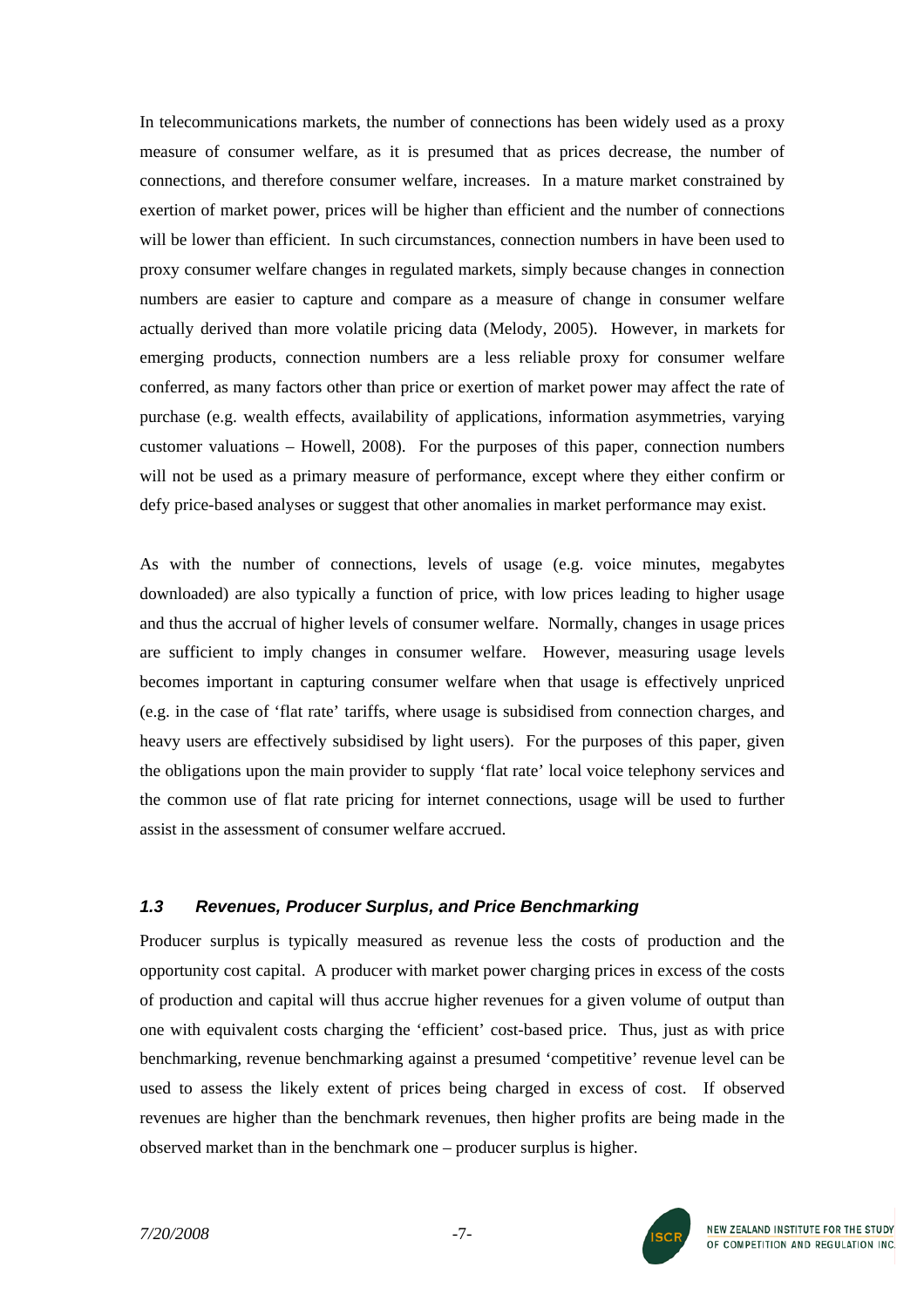In telecommunications markets, the number of connections has been widely used as a proxy measure of consumer welfare, as it is presumed that as prices decrease, the number of connections, and therefore consumer welfare, increases. In a mature market constrained by exertion of market power, prices will be higher than efficient and the number of connections will be lower than efficient. In such circumstances, connection numbers in have been used to proxy consumer welfare changes in regulated markets, simply because changes in connection numbers are easier to capture and compare as a measure of change in consumer welfare actually derived than more volatile pricing data (Melody, 2005). However, in markets for emerging products, connection numbers are a less reliable proxy for consumer welfare conferred, as many factors other than price or exertion of market power may affect the rate of purchase (e.g. wealth effects, availability of applications, information asymmetries, varying customer valuations – Howell, 2008). For the purposes of this paper, connection numbers will not be used as a primary measure of performance, except where they either confirm or defy price-based analyses or suggest that other anomalies in market performance may exist.

As with the number of connections, levels of usage (e.g. voice minutes, megabytes downloaded) are also typically a function of price, with low prices leading to higher usage and thus the accrual of higher levels of consumer welfare. Normally, changes in usage prices are sufficient to imply changes in consumer welfare. However, measuring usage levels becomes important in capturing consumer welfare when that usage is effectively unpriced (e.g. in the case of 'flat rate' tariffs, where usage is subsidised from connection charges, and heavy users are effectively subsidised by light users). For the purposes of this paper, given the obligations upon the main provider to supply 'flat rate' local voice telephony services and the common use of flat rate pricing for internet connections, usage will be used to further assist in the assessment of consumer welfare accrued.

### *1.3 Revenues, Producer Surplus, and Price Benchmarking*

Producer surplus is typically measured as revenue less the costs of production and the opportunity cost capital. A producer with market power charging prices in excess of the costs of production and capital will thus accrue higher revenues for a given volume of output than one with equivalent costs charging the 'efficient' cost-based price. Thus, just as with price benchmarking, revenue benchmarking against a presumed 'competitive' revenue level can be used to assess the likely extent of prices being charged in excess of cost. If observed revenues are higher than the benchmark revenues, then higher profits are being made in the observed market than in the benchmark one – producer surplus is higher.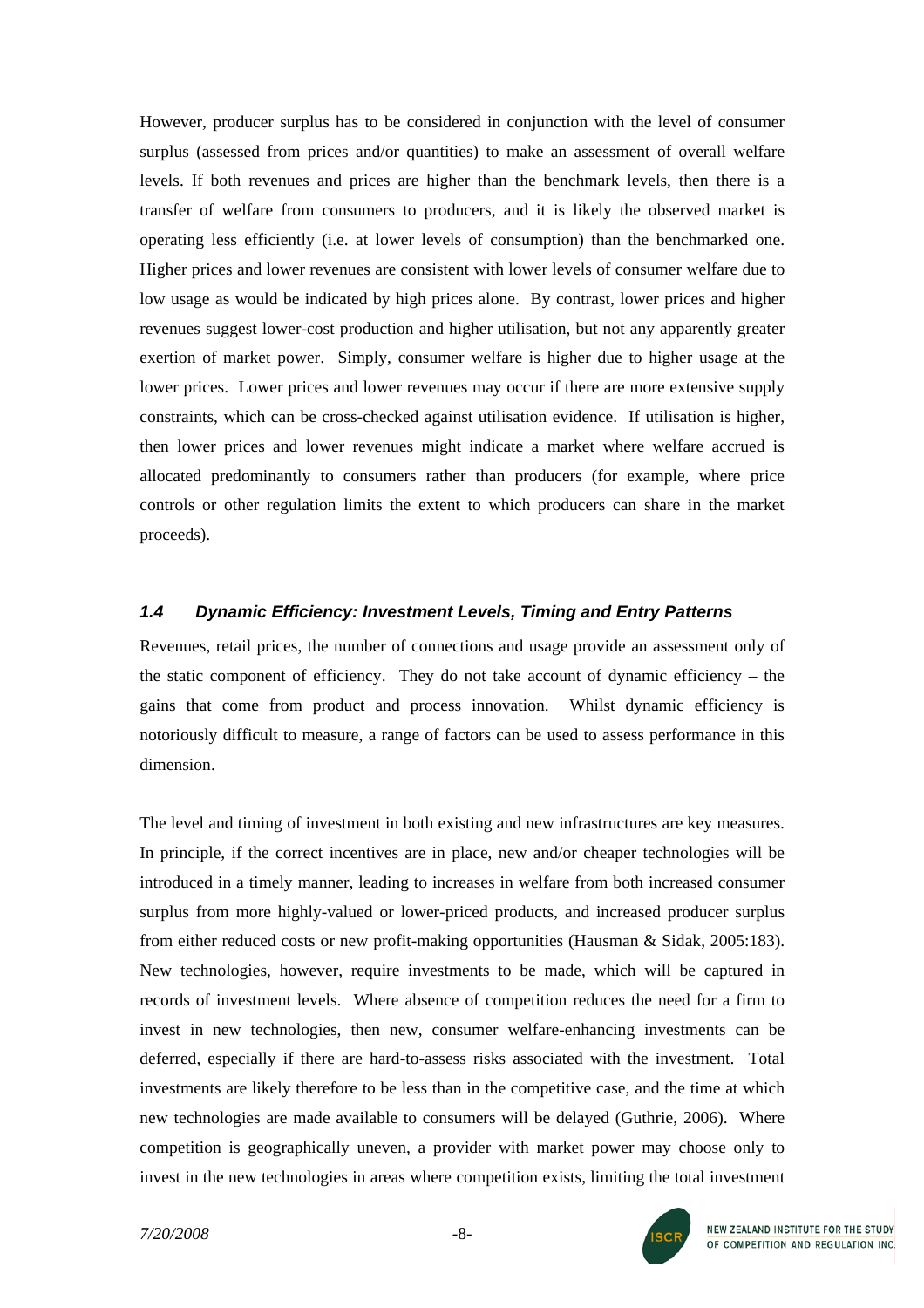However, producer surplus has to be considered in conjunction with the level of consumer surplus (assessed from prices and/or quantities) to make an assessment of overall welfare levels. If both revenues and prices are higher than the benchmark levels, then there is a transfer of welfare from consumers to producers, and it is likely the observed market is operating less efficiently (i.e. at lower levels of consumption) than the benchmarked one. Higher prices and lower revenues are consistent with lower levels of consumer welfare due to low usage as would be indicated by high prices alone. By contrast, lower prices and higher revenues suggest lower-cost production and higher utilisation, but not any apparently greater exertion of market power. Simply, consumer welfare is higher due to higher usage at the lower prices. Lower prices and lower revenues may occur if there are more extensive supply constraints, which can be cross-checked against utilisation evidence. If utilisation is higher, then lower prices and lower revenues might indicate a market where welfare accrued is allocated predominantly to consumers rather than producers (for example, where price controls or other regulation limits the extent to which producers can share in the market proceeds).

### *1.4 Dynamic Efficiency: Investment Levels, Timing and Entry Patterns*

Revenues, retail prices, the number of connections and usage provide an assessment only of the static component of efficiency. They do not take account of dynamic efficiency – the gains that come from product and process innovation. Whilst dynamic efficiency is notoriously difficult to measure, a range of factors can be used to assess performance in this dimension.

The level and timing of investment in both existing and new infrastructures are key measures. In principle, if the correct incentives are in place, new and/or cheaper technologies will be introduced in a timely manner, leading to increases in welfare from both increased consumer surplus from more highly-valued or lower-priced products, and increased producer surplus from either reduced costs or new profit-making opportunities (Hausman & Sidak, 2005:183). New technologies, however, require investments to be made, which will be captured in records of investment levels. Where absence of competition reduces the need for a firm to invest in new technologies, then new, consumer welfare-enhancing investments can be deferred, especially if there are hard-to-assess risks associated with the investment. Total investments are likely therefore to be less than in the competitive case, and the time at which new technologies are made available to consumers will be delayed (Guthrie, 2006). Where competition is geographically uneven, a provider with market power may choose only to invest in the new technologies in areas where competition exists, limiting the total investment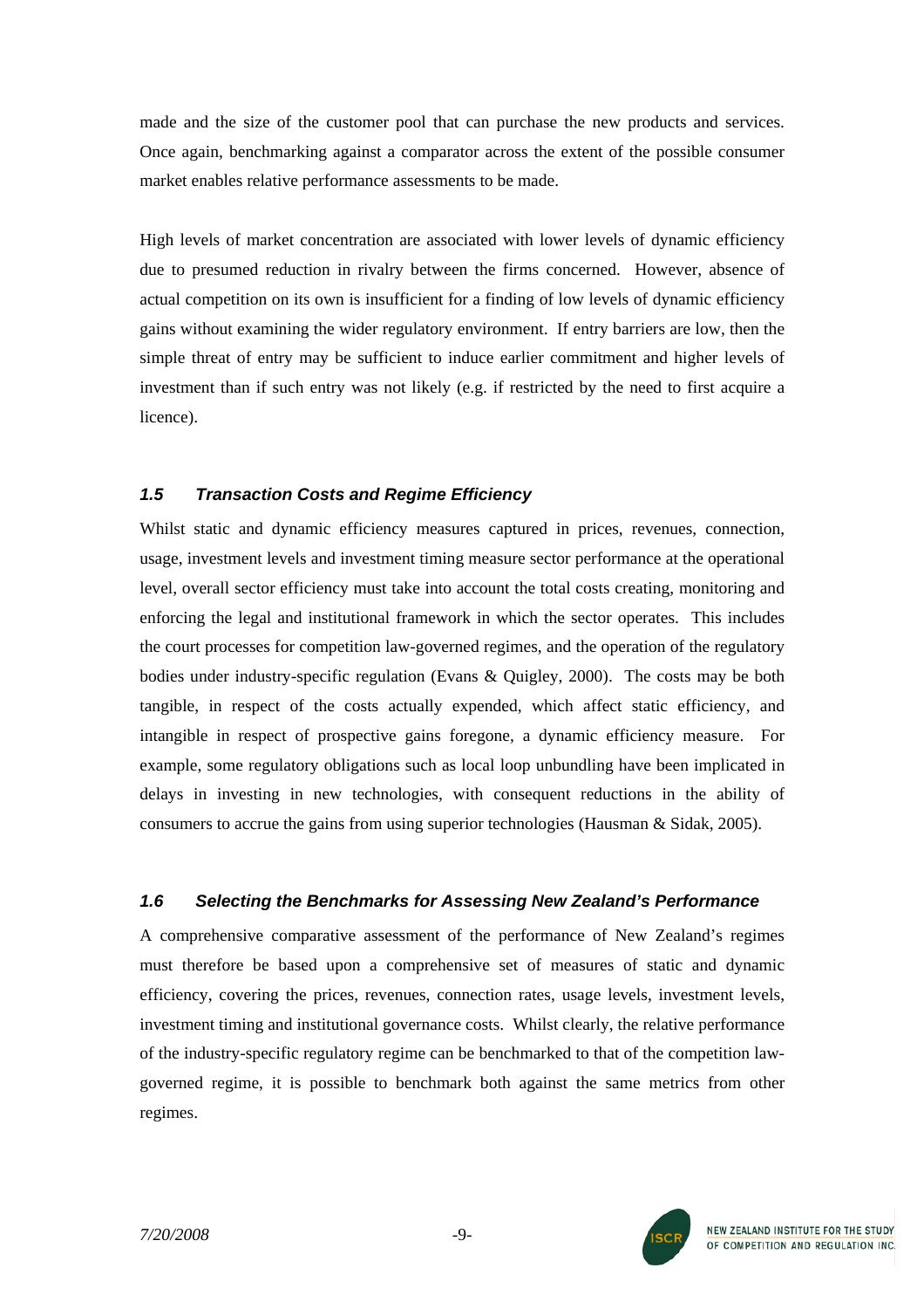made and the size of the customer pool that can purchase the new products and services. Once again, benchmarking against a comparator across the extent of the possible consumer market enables relative performance assessments to be made.

High levels of market concentration are associated with lower levels of dynamic efficiency due to presumed reduction in rivalry between the firms concerned. However, absence of actual competition on its own is insufficient for a finding of low levels of dynamic efficiency gains without examining the wider regulatory environment. If entry barriers are low, then the simple threat of entry may be sufficient to induce earlier commitment and higher levels of investment than if such entry was not likely (e.g. if restricted by the need to first acquire a licence).

### *1.5 Transaction Costs and Regime Efficiency*

Whilst static and dynamic efficiency measures captured in prices, revenues, connection, usage, investment levels and investment timing measure sector performance at the operational level, overall sector efficiency must take into account the total costs creating, monitoring and enforcing the legal and institutional framework in which the sector operates. This includes the court processes for competition law-governed regimes, and the operation of the regulatory bodies under industry-specific regulation (Evans & Quigley, 2000). The costs may be both tangible, in respect of the costs actually expended, which affect static efficiency, and intangible in respect of prospective gains foregone, a dynamic efficiency measure. For example, some regulatory obligations such as local loop unbundling have been implicated in delays in investing in new technologies, with consequent reductions in the ability of consumers to accrue the gains from using superior technologies (Hausman & Sidak, 2005).

### *1.6 Selecting the Benchmarks for Assessing New Zealand's Performance*

A comprehensive comparative assessment of the performance of New Zealand's regimes must therefore be based upon a comprehensive set of measures of static and dynamic efficiency, covering the prices, revenues, connection rates, usage levels, investment levels, investment timing and institutional governance costs. Whilst clearly, the relative performance of the industry-specific regulatory regime can be benchmarked to that of the competition law-governed regime, it is possible to benchmark both against the same metrics from other regimes.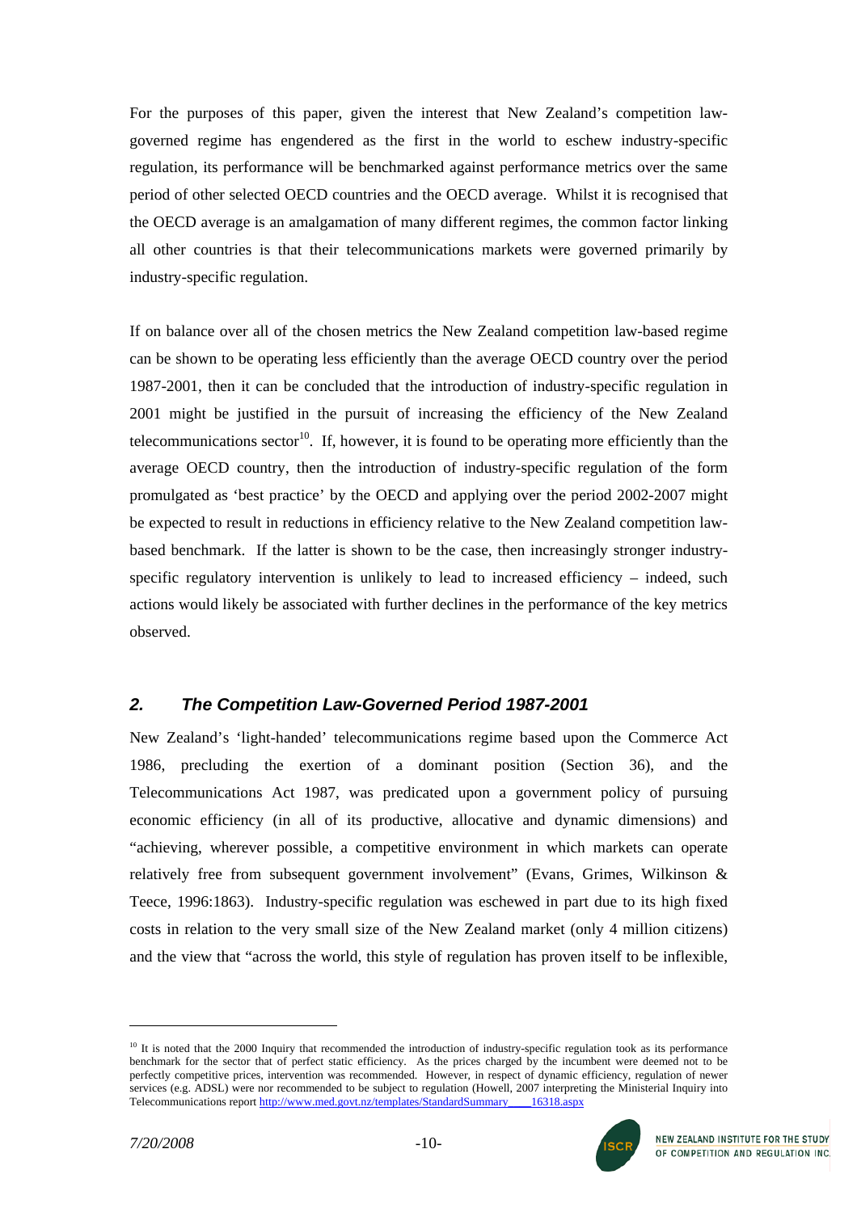For the purposes of this paper, given the interest that New Zealand's competition law-governed regime has engendered as the first in the world to eschew industry-specific regulation, its performance will be benchmarked against performance metrics over the same period of other selected OECD countries and the OECD average. Whilst it is recognised that the OECD average is an amalgamation of many different regimes, the common factor linking all other countries is that their telecommunications markets were governed primarily by industry-specific regulation.

If on balance over all of the chosen metrics the New Zealand competition law-based regime can be shown to be operating less efficiently than the average OECD country over the period 1987-2001, then it can be concluded that the introduction of industry-specific regulation in 2001 might be justified in the pursuit of increasing the efficiency of the New Zealand telecommunications sector[10]. If, however, it is found to be operating more efficiently than the average OECD country, then the introduction of industry-specific regulation of the form promulgated as 'best practice' by the OECD and applying over the period 2002-2007 might be expected to result in reductions in efficiency relative to the New Zealand competition law-based benchmark. If the latter is shown to be the case, then increasingly stronger industry-specific regulatory intervention is unlikely to lead to increased efficiency – indeed, such actions would likely be associated with further declines in the performance of the key metrics observed.

## *2. The Competition Law-Governed Period 1987-2001*

New Zealand's 'light-handed' telecommunications regime based upon the Commerce Act 1986, precluding the exertion of a dominant position (Section 36), and the Telecommunications Act 1987, was predicated upon a government policy of pursuing economic efficiency (in all of its productive, allocative and dynamic dimensions) and "achieving, wherever possible, a competitive environment in which markets can operate relatively free from subsequent government involvement" (Evans, Grimes, Wilkinson & Teece, 1996:1863). Industry-specific regulation was eschewed in part due to its high fixed costs in relation to the very small size of the New Zealand market (only 4 million citizens) and the view that "across the world, this style of regulation has proven itself to be inflexible,

[10] It is noted that the 2000 Inquiry that recommended the introduction of industry-specific regulation took as its performance benchmark for the sector that of perfect static efficiency. As the prices charged by the incumbent were deemed not to be perfectly competitive prices, intervention was recommended. However, in respect of dynamic efficiency, regulation of newer services (e.g. ADSL) were nor recommended to be subject to regulation (Howell, 2007 interpreting the Ministerial Inquiry into Telecommunications report http://www.med.govt.nz/templates/StandardSummary____16318.aspx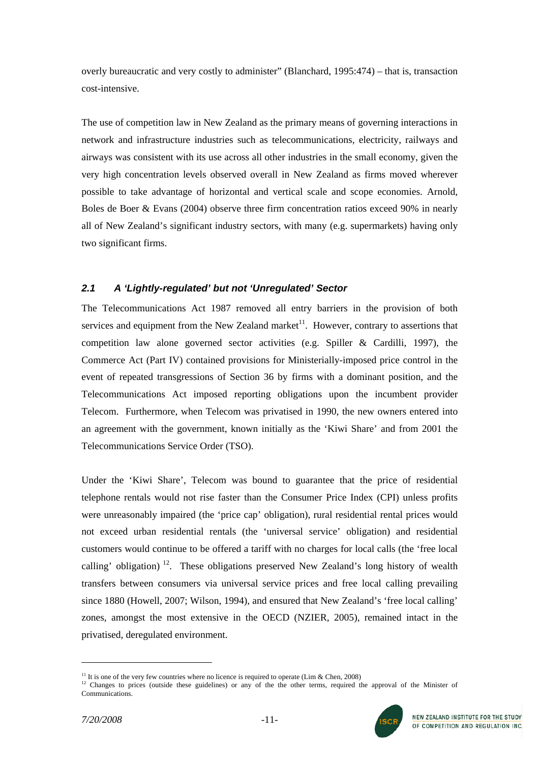overly bureaucratic and very costly to administer" (Blanchard, 1995:474) – that is, transaction cost-intensive.

The use of competition law in New Zealand as the primary means of governing interactions in network and infrastructure industries such as telecommunications, electricity, railways and airways was consistent with its use across all other industries in the small economy, given the very high concentration levels observed overall in New Zealand as firms moved wherever possible to take advantage of horizontal and vertical scale and scope economies. Arnold, Boles de Boer & Evans (2004) observe three firm concentration ratios exceed 90% in nearly all of New Zealand's significant industry sectors, with many (e.g. supermarkets) having only two significant firms.

### *2.1 A 'Lightly-regulated' but not 'Unregulated' Sector*

The Telecommunications Act 1987 removed all entry barriers in the provision of both services and equipment from the New Zealand market[11]. However, contrary to assertions that competition law alone governed sector activities (e.g. Spiller & Cardilli, 1997), the Commerce Act (Part IV) contained provisions for Ministerially-imposed price control in the event of repeated transgressions of Section 36 by firms with a dominant position, and the Telecommunications Act imposed reporting obligations upon the incumbent provider Telecom. Furthermore, when Telecom was privatised in 1990, the new owners entered into an agreement with the government, known initially as the 'Kiwi Share' and from 2001 the Telecommunications Service Order (TSO).

Under the 'Kiwi Share', Telecom was bound to guarantee that the price of residential telephone rentals would not rise faster than the Consumer Price Index (CPI) unless profits were unreasonably impaired (the 'price cap' obligation), rural residential rental prices would not exceed urban residential rentals (the 'universal service' obligation) and residential customers would continue to be offered a tariff with no charges for local calls (the 'free local calling' obligation)[12]. These obligations preserved New Zealand's long history of wealth transfers between consumers via universal service prices and free local calling prevailing since 1880 (Howell, 2007; Wilson, 1994), and ensured that New Zealand's 'free local calling' zones, amongst the most extensive in the OECD (NZIER, 2005), remained intact in the privatised, deregulated environment.

---

[11] It is one of the very few countries where no licence is required to operate (Lim & Chen, 2008)

[12] Changes to prices (outside these guidelines) or any of the the other terms, required the approval of the Minister of Communications.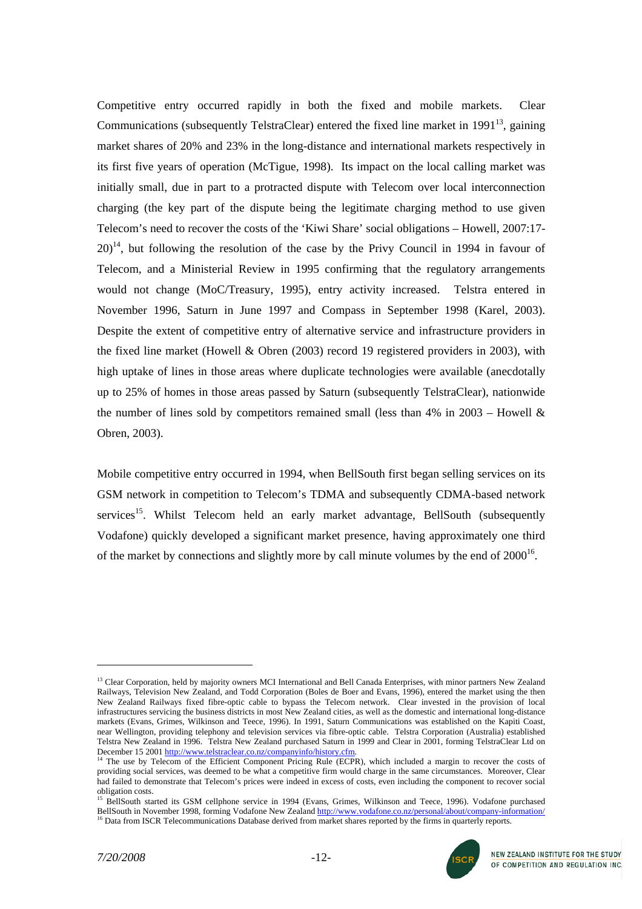Competitive entry occurred rapidly in both the fixed and mobile markets. Clear Communications (subsequently TelstraClear) entered the fixed line market in 1991[13], gaining market shares of 20% and 23% in the long-distance and international markets respectively in its first five years of operation (McTigue, 1998). Its impact on the local calling market was initially small, due in part to a protracted dispute with Telecom over local interconnection charging (the key part of the dispute being the legitimate charging method to use given Telecom's need to recover the costs of the 'Kiwi Share' social obligations – Howell, 2007:17-20)[14], but following the resolution of the case by the Privy Council in 1994 in favour of Telecom, and a Ministerial Review in 1995 confirming that the regulatory arrangements would not change (MoC/Treasury, 1995), entry activity increased. Telstra entered in November 1996, Saturn in June 1997 and Compass in September 1998 (Karel, 2003). Despite the extent of competitive entry of alternative service and infrastructure providers in the fixed line market (Howell & Obren (2003) record 19 registered providers in 2003), with high uptake of lines in those areas where duplicate technologies were available (anecdotally up to 25% of homes in those areas passed by Saturn (subsequently TelstraClear), nationwide the number of lines sold by competitors remained small (less than 4% in 2003 – Howell & Obren, 2003).

Mobile competitive entry occurred in 1994, when BellSouth first began selling services on its GSM network in competition to Telecom's TDMA and subsequently CDMA-based network services[15]. Whilst Telecom held an early market advantage, BellSouth (subsequently Vodafone) quickly developed a significant market presence, having approximately one third of the market by connections and slightly more by call minute volumes by the end of 2000[16].

---

[13] Clear Corporation, held by majority owners MCI International and Bell Canada Enterprises, with minor partners New Zealand Railways, Television New Zealand, and Todd Corporation (Boles de Boer and Evans, 1996), entered the market using the then New Zealand Railways fixed fibre-optic cable to bypass the Telecom network. Clear invested in the provision of local infrastructures servicing the business districts in most New Zealand cities, as well as the domestic and international long-distance markets (Evans, Grimes, Wilkinson and Teece, 1996). In 1991, Saturn Communications was established on the Kapiti Coast, near Wellington, providing telephony and television services via fibre-optic cable. Telstra Corporation (Australia) established Telstra New Zealand in 1996. Telstra New Zealand purchased Saturn in 1999 and Clear in 2001, forming TelstraClear Ltd on December 15 2001 http://www.telstraclear.co.nz/companyinfo/history.cfm.

[14] The use by Telecom of the Efficient Component Pricing Rule (ECPR), which included a margin to recover the costs of providing social services, was deemed to be what a competitive firm would charge in the same circumstances. Moreover, Clear had failed to demonstrate that Telecom's prices were indeed in excess of costs, even including the component to recover social obligation costs.

[15] BellSouth started its GSM cellphone service in 1994 (Evans, Grimes, Wilkinson and Teece, 1996). Vodafone purchased BellSouth in November 1998, forming Vodafone New Zealand http://www.vodafone.co.nz/personal/about/company-information/

[16] Data from ISCR Telecommunications Database derived from market shares reported by the firms in quarterly reports.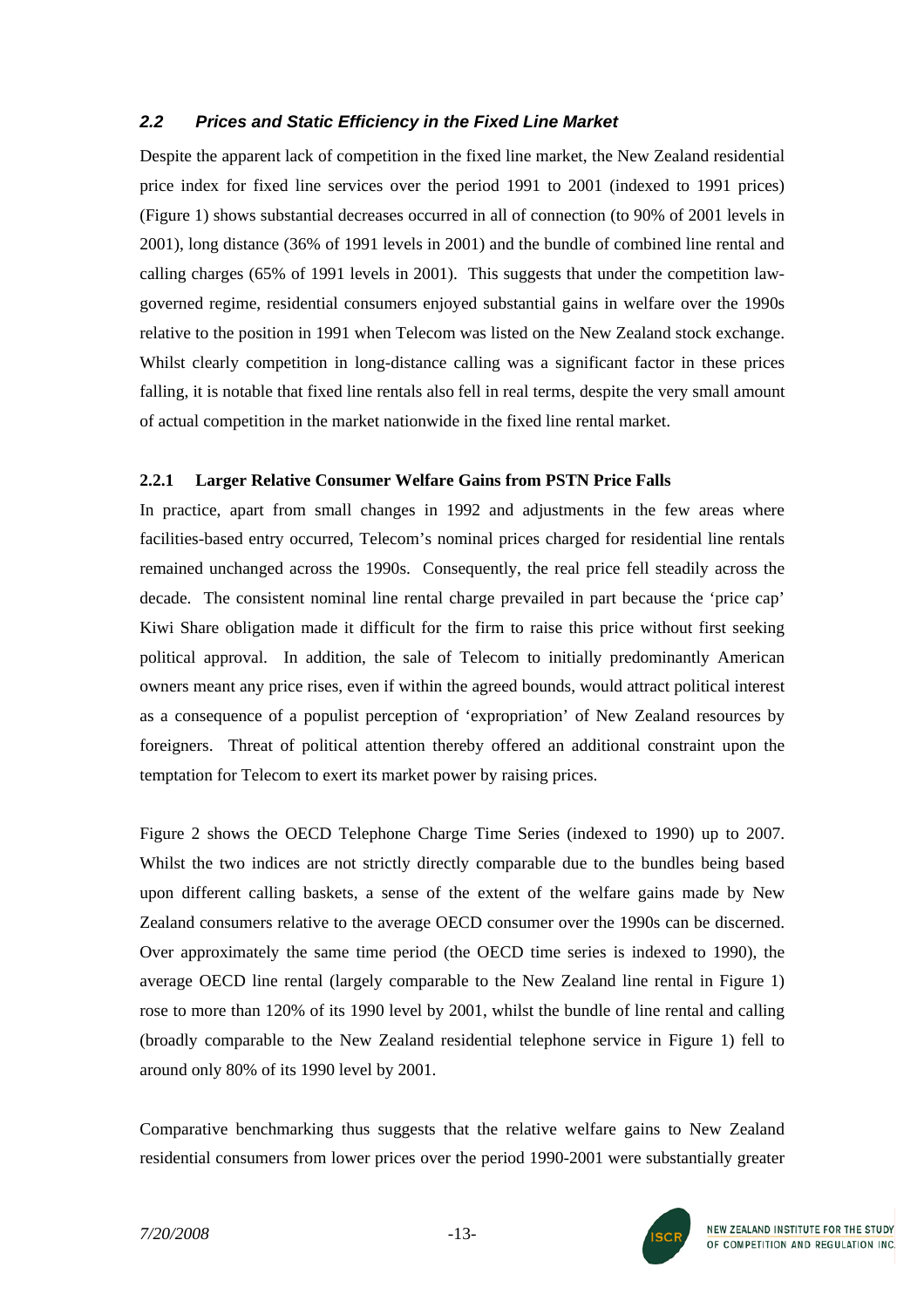### *2.2 Prices and Static Efficiency in the Fixed Line Market*

Despite the apparent lack of competition in the fixed line market, the New Zealand residential price index for fixed line services over the period 1991 to 2001 (indexed to 1991 prices) (Figure 1) shows substantial decreases occurred in all of connection (to 90% of 2001 levels in 2001), long distance (36% of 1991 levels in 2001) and the bundle of combined line rental and calling charges (65% of 1991 levels in 2001). This suggests that under the competition law-governed regime, residential consumers enjoyed substantial gains in welfare over the 1990s relative to the position in 1991 when Telecom was listed on the New Zealand stock exchange. Whilst clearly competition in long-distance calling was a significant factor in these prices falling, it is notable that fixed line rentals also fell in real terms, despite the very small amount of actual competition in the market nationwide in the fixed line rental market.

#### 2.2.1 Larger Relative Consumer Welfare Gains from PSTN Price Falls

In practice, apart from small changes in 1992 and adjustments in the few areas where facilities-based entry occurred, Telecom's nominal prices charged for residential line rentals remained unchanged across the 1990s. Consequently, the real price fell steadily across the decade. The consistent nominal line rental charge prevailed in part because the 'price cap' Kiwi Share obligation made it difficult for the firm to raise this price without first seeking political approval. In addition, the sale of Telecom to initially predominantly American owners meant any price rises, even if within the agreed bounds, would attract political interest as a consequence of a populist perception of 'expropriation' of New Zealand resources by foreigners. Threat of political attention thereby offered an additional constraint upon the temptation for Telecom to exert its market power by raising prices.

Figure 2 shows the OECD Telephone Charge Time Series (indexed to 1990) up to 2007. Whilst the two indices are not strictly directly comparable due to the bundles being based upon different calling baskets, a sense of the extent of the welfare gains made by New Zealand consumers relative to the average OECD consumer over the 1990s can be discerned. Over approximately the same time period (the OECD time series is indexed to 1990), the average OECD line rental (largely comparable to the New Zealand line rental in Figure 1) rose to more than 120% of its 1990 level by 2001, whilst the bundle of line rental and calling (broadly comparable to the New Zealand residential telephone service in Figure 1) fell to around only 80% of its 1990 level by 2001.

Comparative benchmarking thus suggests that the relative welfare gains to New Zealand residential consumers from lower prices over the period 1990-2001 were substantially greater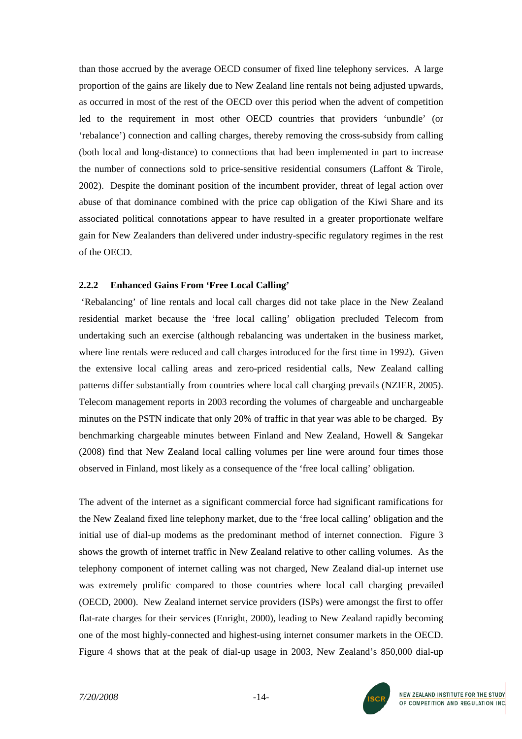than those accrued by the average OECD consumer of fixed line telephony services. A large proportion of the gains are likely due to New Zealand line rentals not being adjusted upwards, as occurred in most of the rest of the OECD over this period when the advent of competition led to the requirement in most other OECD countries that providers 'unbundle' (or 'rebalance') connection and calling charges, thereby removing the cross-subsidy from calling (both local and long-distance) to connections that had been implemented in part to increase the number of connections sold to price-sensitive residential consumers (Laffont & Tirole, 2002). Despite the dominant position of the incumbent provider, threat of legal action over abuse of that dominance combined with the price cap obligation of the Kiwi Share and its associated political connotations appear to have resulted in a greater proportionate welfare gain for New Zealanders than delivered under industry-specific regulatory regimes in the rest of the OECD.

### 2.2.2 Enhanced Gains From 'Free Local Calling'

'Rebalancing' of line rentals and local call charges did not take place in the New Zealand residential market because the 'free local calling' obligation precluded Telecom from undertaking such an exercise (although rebalancing was undertaken in the business market, where line rentals were reduced and call charges introduced for the first time in 1992). Given the extensive local calling areas and zero-priced residential calls, New Zealand calling patterns differ substantially from countries where local call charging prevails (NZIER, 2005). Telecom management reports in 2003 recording the volumes of chargeable and unchargeable minutes on the PSTN indicate that only 20% of traffic in that year was able to be charged. By benchmarking chargeable minutes between Finland and New Zealand, Howell & Sangekar (2008) find that New Zealand local calling volumes per line were around four times those observed in Finland, most likely as a consequence of the 'free local calling' obligation.

The advent of the internet as a significant commercial force had significant ramifications for the New Zealand fixed line telephony market, due to the 'free local calling' obligation and the initial use of dial-up modems as the predominant method of internet connection. Figure 3 shows the growth of internet traffic in New Zealand relative to other calling volumes. As the telephony component of internet calling was not charged, New Zealand dial-up internet use was extremely prolific compared to those countries where local call charging prevailed (OECD, 2000). New Zealand internet service providers (ISPs) were amongst the first to offer flat-rate charges for their services (Enright, 2000), leading to New Zealand rapidly becoming one of the most highly-connected and highest-using internet consumer markets in the OECD. Figure 4 shows that at the peak of dial-up usage in 2003, New Zealand's 850,000 dial-up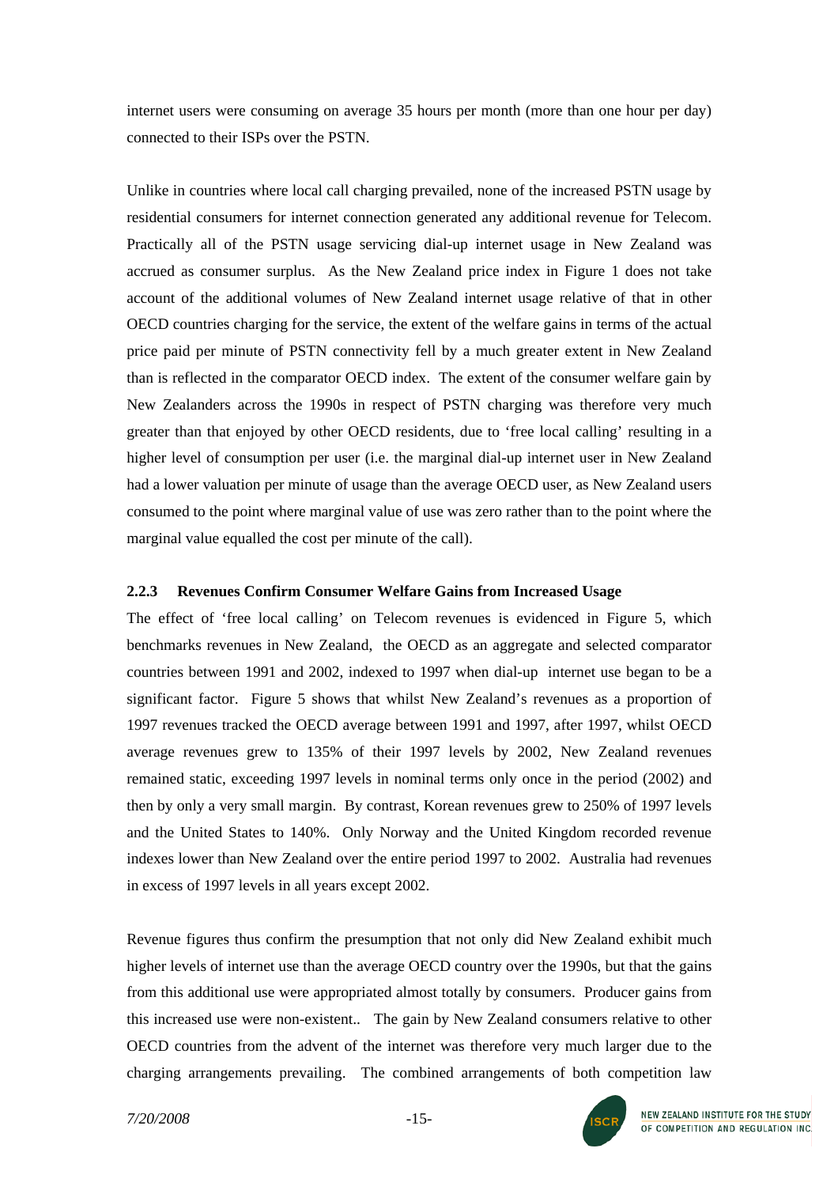internet users were consuming on average 35 hours per month (more than one hour per day) connected to their ISPs over the PSTN.

Unlike in countries where local call charging prevailed, none of the increased PSTN usage by residential consumers for internet connection generated any additional revenue for Telecom. Practically all of the PSTN usage servicing dial-up internet usage in New Zealand was accrued as consumer surplus. As the New Zealand price index in Figure 1 does not take account of the additional volumes of New Zealand internet usage relative of that in other OECD countries charging for the service, the extent of the welfare gains in terms of the actual price paid per minute of PSTN connectivity fell by a much greater extent in New Zealand than is reflected in the comparator OECD index. The extent of the consumer welfare gain by New Zealanders across the 1990s in respect of PSTN charging was therefore very much greater than that enjoyed by other OECD residents, due to 'free local calling' resulting in a higher level of consumption per user (i.e. the marginal dial-up internet user in New Zealand had a lower valuation per minute of usage than the average OECD user, as New Zealand users consumed to the point where marginal value of use was zero rather than to the point where the marginal value equalled the cost per minute of the call).

### 2.2.3 Revenues Confirm Consumer Welfare Gains from Increased Usage

The effect of 'free local calling' on Telecom revenues is evidenced in Figure 5, which benchmarks revenues in New Zealand, the OECD as an aggregate and selected comparator countries between 1991 and 2002, indexed to 1997 when dial-up internet use began to be a significant factor. Figure 5 shows that whilst New Zealand's revenues as a proportion of 1997 revenues tracked the OECD average between 1991 and 1997, after 1997, whilst OECD average revenues grew to 135% of their 1997 levels by 2002, New Zealand revenues remained static, exceeding 1997 levels in nominal terms only once in the period (2002) and then by only a very small margin. By contrast, Korean revenues grew to 250% of 1997 levels and the United States to 140%. Only Norway and the United Kingdom recorded revenue indexes lower than New Zealand over the entire period 1997 to 2002. Australia had revenues in excess of 1997 levels in all years except 2002.

Revenue figures thus confirm the presumption that not only did New Zealand exhibit much higher levels of internet use than the average OECD country over the 1990s, but that the gains from this additional use were appropriated almost totally by consumers. Producer gains from this increased use were non-existent.. The gain by New Zealand consumers relative to other OECD countries from the advent of the internet was therefore very much larger due to the charging arrangements prevailing. The combined arrangements of both competition law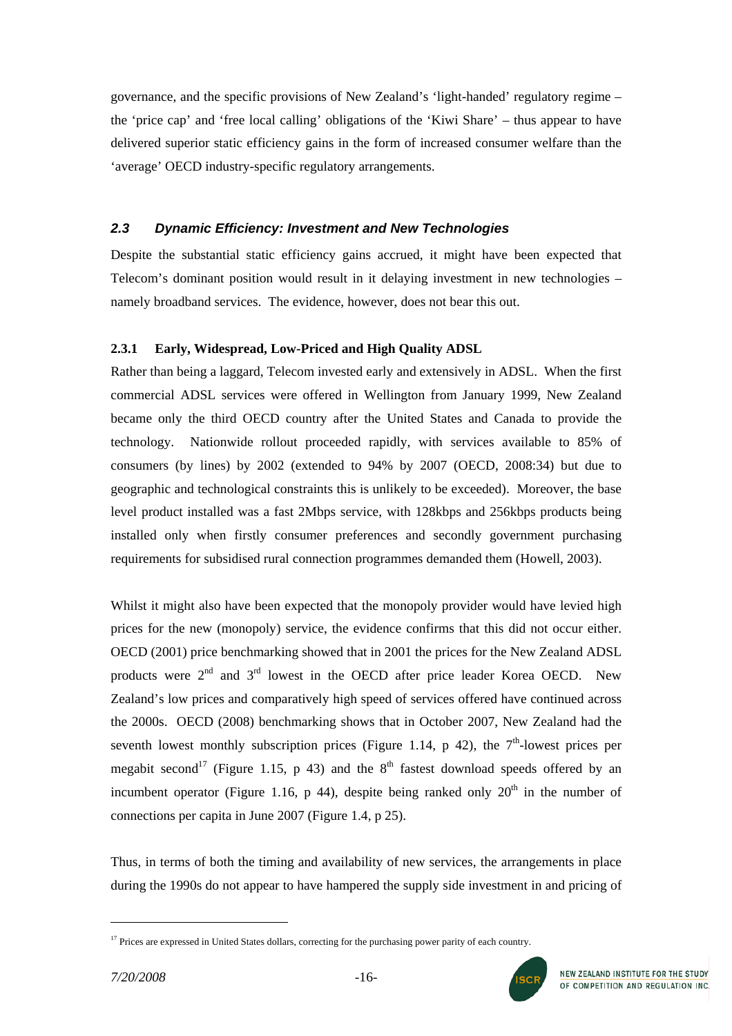governance, and the specific provisions of New Zealand's 'light-handed' regulatory regime – the 'price cap' and 'free local calling' obligations of the 'Kiwi Share' – thus appear to have delivered superior static efficiency gains in the form of increased consumer welfare than the 'average' OECD industry-specific regulatory arrangements.

## *2.3 Dynamic Efficiency: Investment and New Technologies*

Despite the substantial static efficiency gains accrued, it might have been expected that Telecom's dominant position would result in it delaying investment in new technologies – namely broadband services. The evidence, however, does not bear this out.

### 2.3.1 Early, Widespread, Low-Priced and High Quality ADSL

Rather than being a laggard, Telecom invested early and extensively in ADSL. When the first commercial ADSL services were offered in Wellington from January 1999, New Zealand became only the third OECD country after the United States and Canada to provide the technology. Nationwide rollout proceeded rapidly, with services available to 85% of consumers (by lines) by 2002 (extended to 94% by 2007 (OECD, 2008:34) but due to geographic and technological constraints this is unlikely to be exceeded). Moreover, the base level product installed was a fast 2Mbps service, with 128kbps and 256kbps products being installed only when firstly consumer preferences and secondly government purchasing requirements for subsidised rural connection programmes demanded them (Howell, 2003).

Whilst it might also have been expected that the monopoly provider would have levied high prices for the new (monopoly) service, the evidence confirms that this did not occur either. OECD (2001) price benchmarking showed that in 2001 the prices for the New Zealand ADSL products were 2nd and 3rd lowest in the OECD after price leader Korea OECD. New Zealand's low prices and comparatively high speed of services offered have continued across the 2000s. OECD (2008) benchmarking shows that in October 2007, New Zealand had the seventh lowest monthly subscription prices (Figure 1.14, p 42), the 7th-lowest prices per megabit second[17] (Figure 1.15, p 43) and the 8th fastest download speeds offered by an incumbent operator (Figure 1.16, p 44), despite being ranked only 20th in the number of connections per capita in June 2007 (Figure 1.4, p 25).

Thus, in terms of both the timing and availability of new services, the arrangements in place during the 1990s do not appear to have hampered the supply side investment in and pricing of

[17] Prices are expressed in United States dollars, correcting for the purchasing power parity of each country.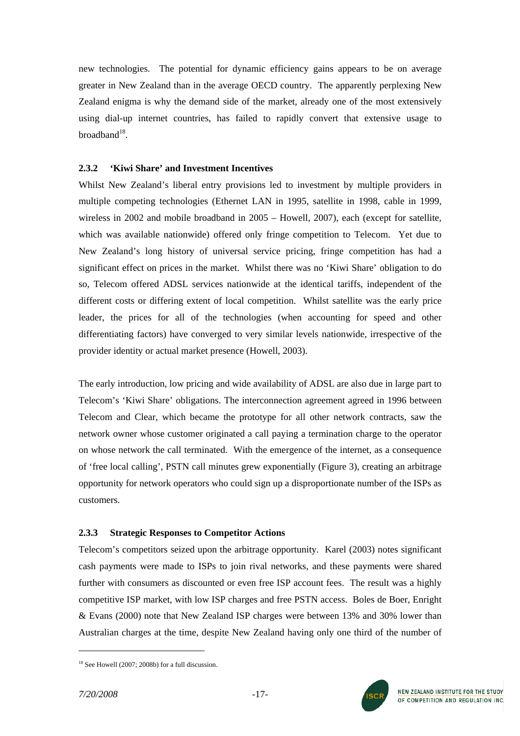new technologies. The potential for dynamic efficiency gains appears to be on average greater in New Zealand than in the average OECD country. The apparently perplexing New Zealand enigma is why the demand side of the market, already one of the most extensively using dial-up internet countries, has failed to rapidly convert that extensive usage to broadband[18].

### 2.3.2 'Kiwi Share' and Investment Incentives

Whilst New Zealand's liberal entry provisions led to investment by multiple providers in multiple competing technologies (Ethernet LAN in 1995, satellite in 1998, cable in 1999, wireless in 2002 and mobile broadband in 2005 – Howell, 2007), each (except for satellite, which was available nationwide) offered only fringe competition to Telecom. Yet due to New Zealand's long history of universal service pricing, fringe competition has had a significant effect on prices in the market. Whilst there was no 'Kiwi Share' obligation to do so, Telecom offered ADSL services nationwide at the identical tariffs, independent of the different costs or differing extent of local competition. Whilst satellite was the early price leader, the prices for all of the technologies (when accounting for speed and other differentiating factors) have converged to very similar levels nationwide, irrespective of the provider identity or actual market presence (Howell, 2003).

The early introduction, low pricing and wide availability of ADSL are also due in large part to Telecom's 'Kiwi Share' obligations. The interconnection agreement agreed in 1996 between Telecom and Clear, which became the prototype for all other network contracts, saw the network owner whose customer originated a call paying a termination charge to the operator on whose network the call terminated. With the emergence of the internet, as a consequence of 'free local calling', PSTN call minutes grew exponentially (Figure 3), creating an arbitrage opportunity for network operators who could sign up a disproportionate number of the ISPs as customers.

### 2.3.3 Strategic Responses to Competitor Actions

Telecom's competitors seized upon the arbitrage opportunity. Karel (2003) notes significant cash payments were made to ISPs to join rival networks, and these payments were shared further with consumers as discounted or even free ISP account fees. The result was a highly competitive ISP market, with low ISP charges and free PSTN access. Boles de Boer, Enright & Evans (2000) note that New Zealand ISP charges were between 13% and 30% lower than Australian charges at the time, despite New Zealand having only one third of the number of

[18] See Howell (2007; 2008b) for a full discussion.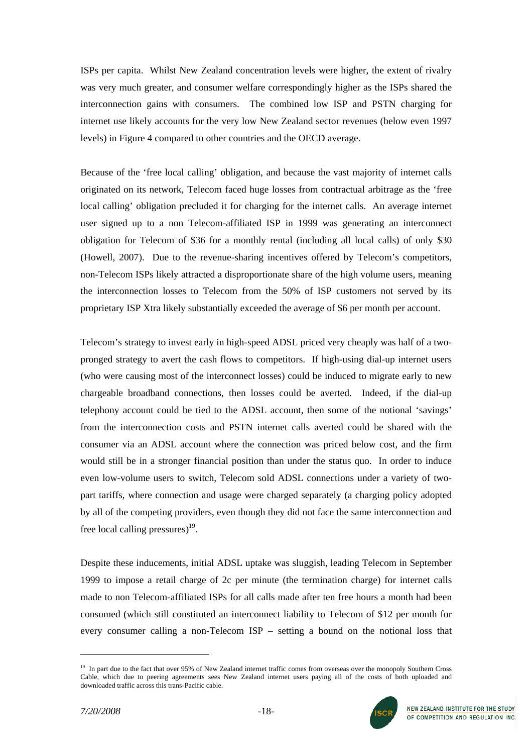ISPs per capita. Whilst New Zealand concentration levels were higher, the extent of rivalry was very much greater, and consumer welfare correspondingly higher as the ISPs shared the interconnection gains with consumers. The combined low ISP and PSTN charging for internet use likely accounts for the very low New Zealand sector revenues (below even 1997 levels) in Figure 4 compared to other countries and the OECD average.

Because of the 'free local calling' obligation, and because the vast majority of internet calls originated on its network, Telecom faced huge losses from contractual arbitrage as the 'free local calling' obligation precluded it for charging for the internet calls. An average internet user signed up to a non Telecom-affiliated ISP in 1999 was generating an interconnect obligation for Telecom of $36 for a monthly rental (including all local calls) of only $30 (Howell, 2007). Due to the revenue-sharing incentives offered by Telecom's competitors, non-Telecom ISPs likely attracted a disproportionate share of the high volume users, meaning the interconnection losses to Telecom from the 50% of ISP customers not served by its proprietary ISP Xtra likely substantially exceeded the average of $6 per month per account.

Telecom's strategy to invest early in high-speed ADSL priced very cheaply was half of a two-pronged strategy to avert the cash flows to competitors. If high-using dial-up internet users (who were causing most of the interconnect losses) could be induced to migrate early to new chargeable broadband connections, then losses could be averted. Indeed, if the dial-up telephony account could be tied to the ADSL account, then some of the notional 'savings' from the interconnection costs and PSTN internet calls averted could be shared with the consumer via an ADSL account where the connection was priced below cost, and the firm would still be in a stronger financial position than under the status quo. In order to induce even low-volume users to switch, Telecom sold ADSL connections under a variety of two-part tariffs, where connection and usage were charged separately (a charging policy adopted by all of the competing providers, even though they did not face the same interconnection and free local calling pressures)[19].

Despite these inducements, initial ADSL uptake was sluggish, leading Telecom in September 1999 to impose a retail charge of 2c per minute (the termination charge) for internet calls made to non Telecom-affiliated ISPs for all calls made after ten free hours a month had been consumed (which still constituted an interconnect liability to Telecom of $12 per month for every consumer calling a non-Telecom ISP – setting a bound on the notional loss that

[19] In part due to the fact that over 95% of New Zealand internet traffic comes from overseas over the monopoly Southern Cross Cable, which due to peering agreements sees New Zealand internet users paying all of the costs of both uploaded and downloaded traffic across this trans-Pacific cable.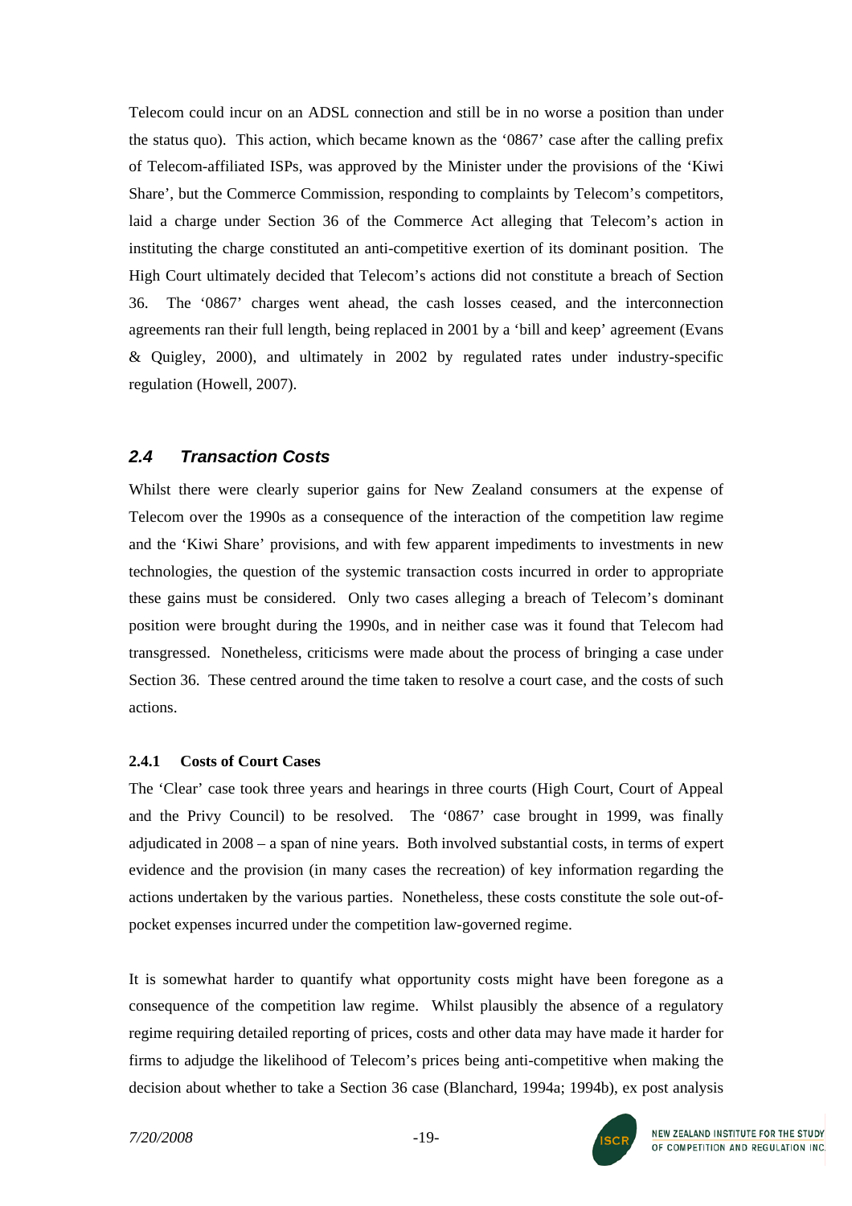Telecom could incur on an ADSL connection and still be in no worse a position than under the status quo). This action, which became known as the '0867' case after the calling prefix of Telecom-affiliated ISPs, was approved by the Minister under the provisions of the 'Kiwi Share', but the Commerce Commission, responding to complaints by Telecom's competitors, laid a charge under Section 36 of the Commerce Act alleging that Telecom's action in instituting the charge constituted an anti-competitive exertion of its dominant position. The High Court ultimately decided that Telecom's actions did not constitute a breach of Section 36. The '0867' charges went ahead, the cash losses ceased, and the interconnection agreements ran their full length, being replaced in 2001 by a 'bill and keep' agreement (Evans & Quigley, 2000), and ultimately in 2002 by regulated rates under industry-specific regulation (Howell, 2007).

## *2.4 Transaction Costs*

Whilst there were clearly superior gains for New Zealand consumers at the expense of Telecom over the 1990s as a consequence of the interaction of the competition law regime and the 'Kiwi Share' provisions, and with few apparent impediments to investments in new technologies, the question of the systemic transaction costs incurred in order to appropriate these gains must be considered. Only two cases alleging a breach of Telecom's dominant position were brought during the 1990s, and in neither case was it found that Telecom had transgressed. Nonetheless, criticisms were made about the process of bringing a case under Section 36. These centred around the time taken to resolve a court case, and the costs of such actions.

### 2.4.1 Costs of Court Cases

The 'Clear' case took three years and hearings in three courts (High Court, Court of Appeal and the Privy Council) to be resolved. The '0867' case brought in 1999, was finally adjudicated in 2008 – a span of nine years. Both involved substantial costs, in terms of expert evidence and the provision (in many cases the recreation) of key information regarding the actions undertaken by the various parties. Nonetheless, these costs constitute the sole out-of-pocket expenses incurred under the competition law-governed regime.

It is somewhat harder to quantify what opportunity costs might have been foregone as a consequence of the competition law regime. Whilst plausibly the absence of a regulatory regime requiring detailed reporting of prices, costs and other data may have made it harder for firms to adjudge the likelihood of Telecom's prices being anti-competitive when making the decision about whether to take a Section 36 case (Blanchard, 1994a; 1994b), ex post analysis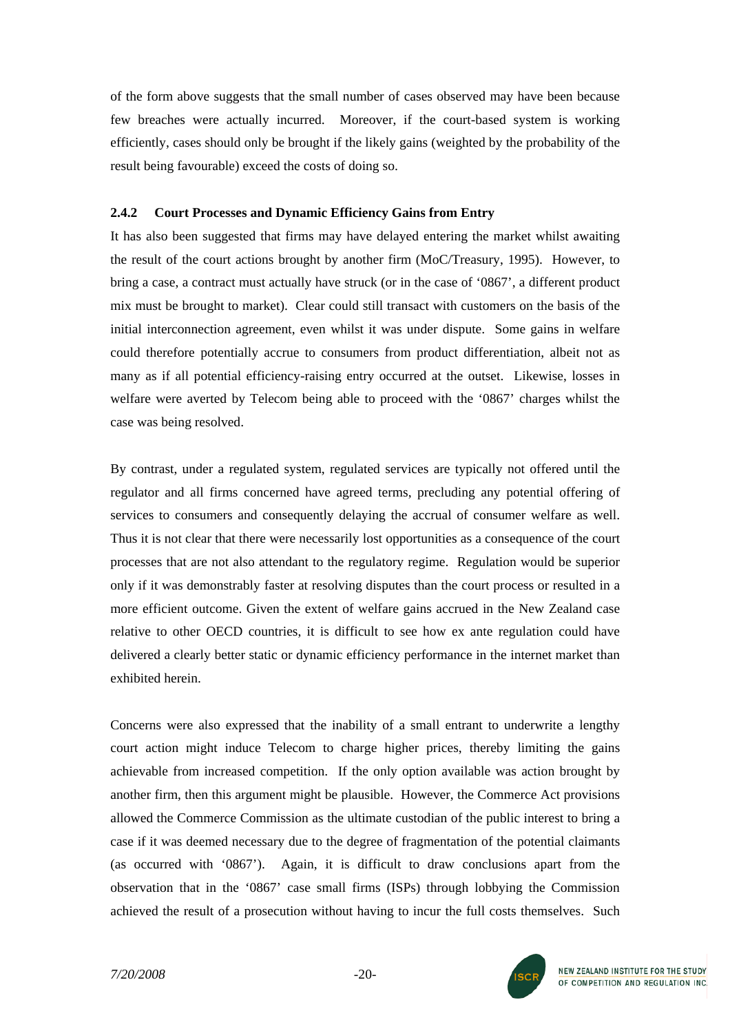of the form above suggests that the small number of cases observed may have been because few breaches were actually incurred. Moreover, if the court-based system is working efficiently, cases should only be brought if the likely gains (weighted by the probability of the result being favourable) exceed the costs of doing so.

### 2.4.2 Court Processes and Dynamic Efficiency Gains from Entry

It has also been suggested that firms may have delayed entering the market whilst awaiting the result of the court actions brought by another firm (MoC/Treasury, 1995). However, to bring a case, a contract must actually have struck (or in the case of '0867', a different product mix must be brought to market). Clear could still transact with customers on the basis of the initial interconnection agreement, even whilst it was under dispute. Some gains in welfare could therefore potentially accrue to consumers from product differentiation, albeit not as many as if all potential efficiency-raising entry occurred at the outset. Likewise, losses in welfare were averted by Telecom being able to proceed with the '0867' charges whilst the case was being resolved.

By contrast, under a regulated system, regulated services are typically not offered until the regulator and all firms concerned have agreed terms, precluding any potential offering of services to consumers and consequently delaying the accrual of consumer welfare as well. Thus it is not clear that there were necessarily lost opportunities as a consequence of the court processes that are not also attendant to the regulatory regime. Regulation would be superior only if it was demonstrably faster at resolving disputes than the court process or resulted in a more efficient outcome. Given the extent of welfare gains accrued in the New Zealand case relative to other OECD countries, it is difficult to see how ex ante regulation could have delivered a clearly better static or dynamic efficiency performance in the internet market than exhibited herein.

Concerns were also expressed that the inability of a small entrant to underwrite a lengthy court action might induce Telecom to charge higher prices, thereby limiting the gains achievable from increased competition. If the only option available was action brought by another firm, then this argument might be plausible. However, the Commerce Act provisions allowed the Commerce Commission as the ultimate custodian of the public interest to bring a case if it was deemed necessary due to the degree of fragmentation of the potential claimants (as occurred with '0867'). Again, it is difficult to draw conclusions apart from the observation that in the '0867' case small firms (ISPs) through lobbying the Commission achieved the result of a prosecution without having to incur the full costs themselves. Such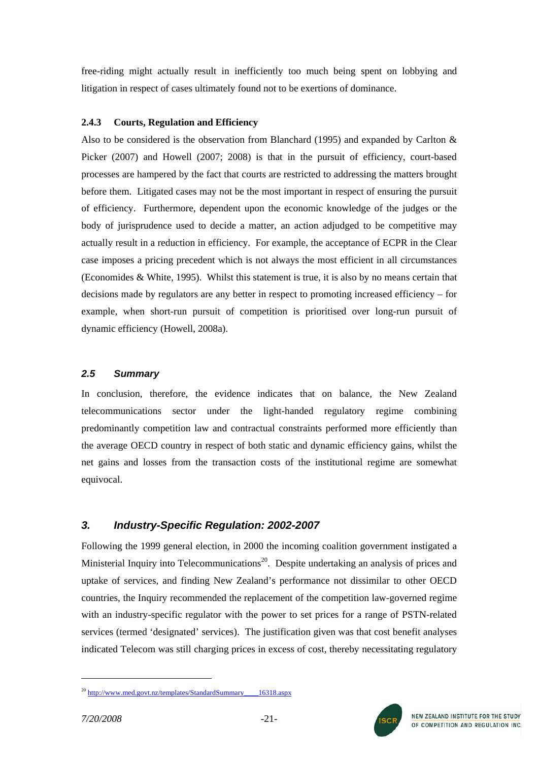free-riding might actually result in inefficiently too much being spent on lobbying and litigation in respect of cases ultimately found not to be exertions of dominance.

#### 2.4.3 Courts, Regulation and Efficiency

Also to be considered is the observation from Blanchard (1995) and expanded by Carlton & Picker (2007) and Howell (2007; 2008) is that in the pursuit of efficiency, court-based processes are hampered by the fact that courts are restricted to addressing the matters brought before them. Litigated cases may not be the most important in respect of ensuring the pursuit of efficiency. Furthermore, dependent upon the economic knowledge of the judges or the body of jurisprudence used to decide a matter, an action adjudged to be competitive may actually result in a reduction in efficiency. For example, the acceptance of ECPR in the Clear case imposes a pricing precedent which is not always the most efficient in all circumstances (Economides & White, 1995). Whilst this statement is true, it is also by no means certain that decisions made by regulators are any better in respect to promoting increased efficiency – for example, when short-run pursuit of competition is prioritised over long-run pursuit of dynamic efficiency (Howell, 2008a).

### *2.5 Summary*

In conclusion, therefore, the evidence indicates that on balance, the New Zealand telecommunications sector under the light-handed regulatory regime combining predominantly competition law and contractual constraints performed more efficiently than the average OECD country in respect of both static and dynamic efficiency gains, whilst the net gains and losses from the transaction costs of the institutional regime are somewhat equivocal.

## *3. Industry-Specific Regulation: 2002-2007*

Following the 1999 general election, in 2000 the incoming coalition government instigated a Ministerial Inquiry into Telecommunications[20]. Despite undertaking an analysis of prices and uptake of services, and finding New Zealand's performance not dissimilar to other OECD countries, the Inquiry recommended the replacement of the competition law-governed regime with an industry-specific regulator with the power to set prices for a range of PSTN-related services (termed 'designated' services). The justification given was that cost benefit analyses indicated Telecom was still charging prices in excess of cost, thereby necessitating regulatory

[20] http://www.med.govt.nz/templates/StandardSummary____16318.aspx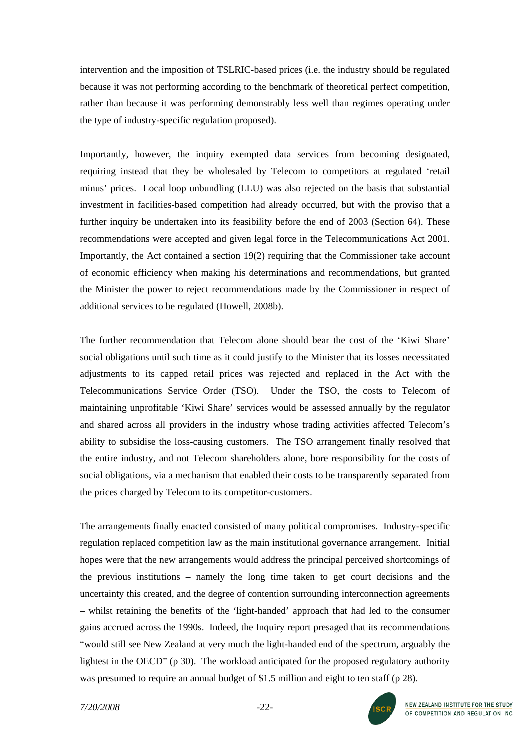intervention and the imposition of TSLRIC-based prices (i.e. the industry should be regulated because it was not performing according to the benchmark of theoretical perfect competition, rather than because it was performing demonstrably less well than regimes operating under the type of industry-specific regulation proposed).

Importantly, however, the inquiry exempted data services from becoming designated, requiring instead that they be wholesaled by Telecom to competitors at regulated 'retail minus' prices. Local loop unbundling (LLU) was also rejected on the basis that substantial investment in facilities-based competition had already occurred, but with the proviso that a further inquiry be undertaken into its feasibility before the end of 2003 (Section 64). These recommendations were accepted and given legal force in the Telecommunications Act 2001. Importantly, the Act contained a section 19(2) requiring that the Commissioner take account of economic efficiency when making his determinations and recommendations, but granted the Minister the power to reject recommendations made by the Commissioner in respect of additional services to be regulated (Howell, 2008b).

The further recommendation that Telecom alone should bear the cost of the 'Kiwi Share' social obligations until such time as it could justify to the Minister that its losses necessitated adjustments to its capped retail prices was rejected and replaced in the Act with the Telecommunications Service Order (TSO). Under the TSO, the costs to Telecom of maintaining unprofitable 'Kiwi Share' services would be assessed annually by the regulator and shared across all providers in the industry whose trading activities affected Telecom's ability to subsidise the loss-causing customers. The TSO arrangement finally resolved that the entire industry, and not Telecom shareholders alone, bore responsibility for the costs of social obligations, via a mechanism that enabled their costs to be transparently separated from the prices charged by Telecom to its competitor-customers.

The arrangements finally enacted consisted of many political compromises. Industry-specific regulation replaced competition law as the main institutional governance arrangement. Initial hopes were that the new arrangements would address the principal perceived shortcomings of the previous institutions – namely the long time taken to get court decisions and the uncertainty this created, and the degree of contention surrounding interconnection agreements – whilst retaining the benefits of the 'light-handed' approach that had led to the consumer gains accrued across the 1990s. Indeed, the Inquiry report presaged that its recommendations "would still see New Zealand at very much the light-handed end of the spectrum, arguably the lightest in the OECD" (p 30). The workload anticipated for the proposed regulatory authority was presumed to require an annual budget of $1.5 million and eight to ten staff (p 28).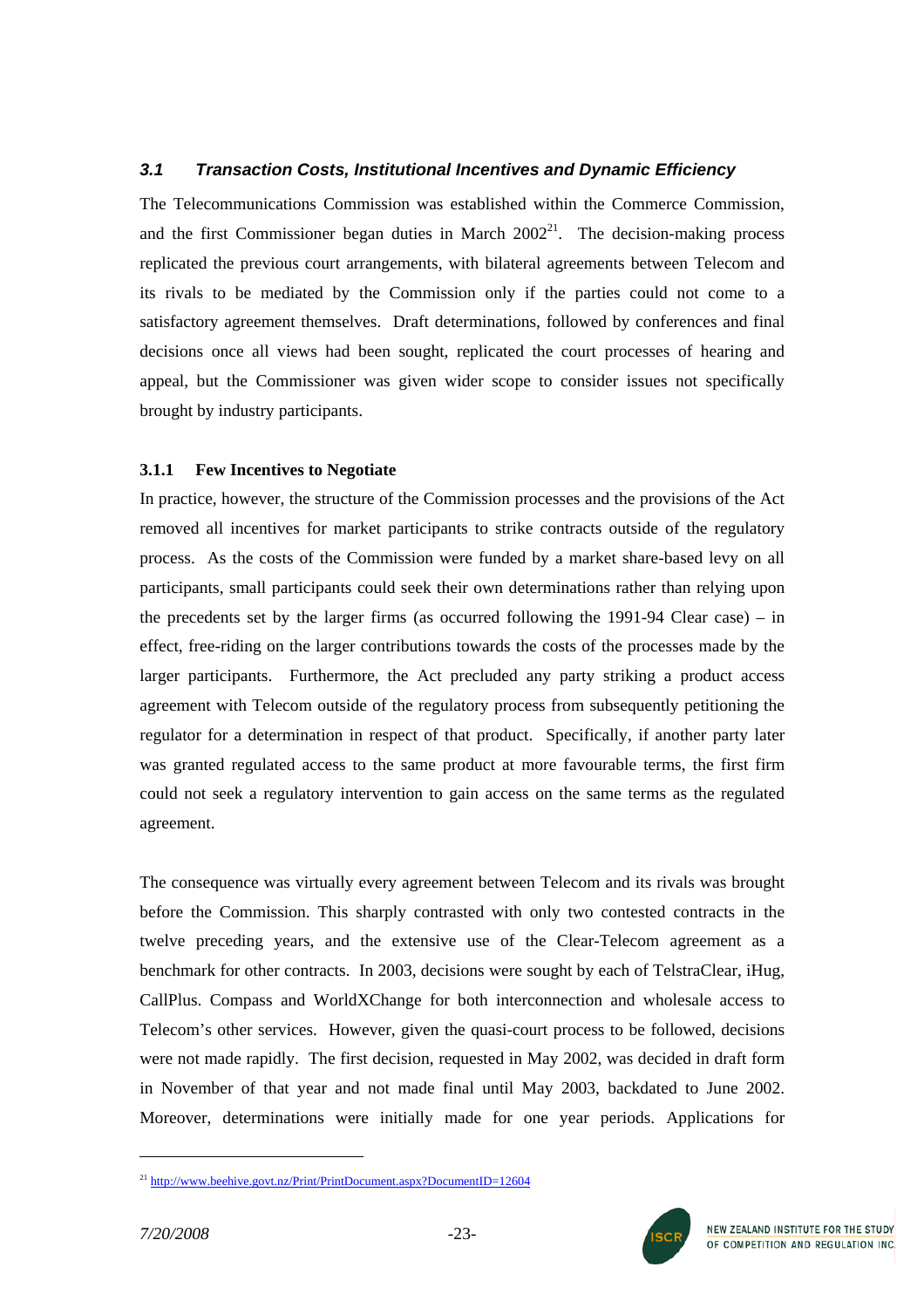### *3.1 Transaction Costs, Institutional Incentives and Dynamic Efficiency*

The Telecommunications Commission was established within the Commerce Commission, and the first Commissioner began duties in March 2002[21]. The decision-making process replicated the previous court arrangements, with bilateral agreements between Telecom and its rivals to be mediated by the Commission only if the parties could not come to a satisfactory agreement themselves. Draft determinations, followed by conferences and final decisions once all views had been sought, replicated the court processes of hearing and appeal, but the Commissioner was given wider scope to consider issues not specifically brought by industry participants.

#### 3.1.1 Few Incentives to Negotiate

In practice, however, the structure of the Commission processes and the provisions of the Act removed all incentives for market participants to strike contracts outside of the regulatory process. As the costs of the Commission were funded by a market share-based levy on all participants, small participants could seek their own determinations rather than relying upon the precedents set by the larger firms (as occurred following the 1991-94 Clear case) – in effect, free-riding on the larger contributions towards the costs of the processes made by the larger participants. Furthermore, the Act precluded any party striking a product access agreement with Telecom outside of the regulatory process from subsequently petitioning the regulator for a determination in respect of that product. Specifically, if another party later was granted regulated access to the same product at more favourable terms, the first firm could not seek a regulatory intervention to gain access on the same terms as the regulated agreement.

The consequence was virtually every agreement between Telecom and its rivals was brought before the Commission. This sharply contrasted with only two contested contracts in the twelve preceding years, and the extensive use of the Clear-Telecom agreement as a benchmark for other contracts. In 2003, decisions were sought by each of TelstraClear, iHug, CallPlus. Compass and WorldXChange for both interconnection and wholesale access to Telecom's other services. However, given the quasi-court process to be followed, decisions were not made rapidly. The first decision, requested in May 2002, was decided in draft form in November of that year and not made final until May 2003, backdated to June 2002. Moreover, determinations were initially made for one year periods. Applications for

---

[21] http://www.beehive.govt.nz/Print/PrintDocument.aspx?DocumentID=12604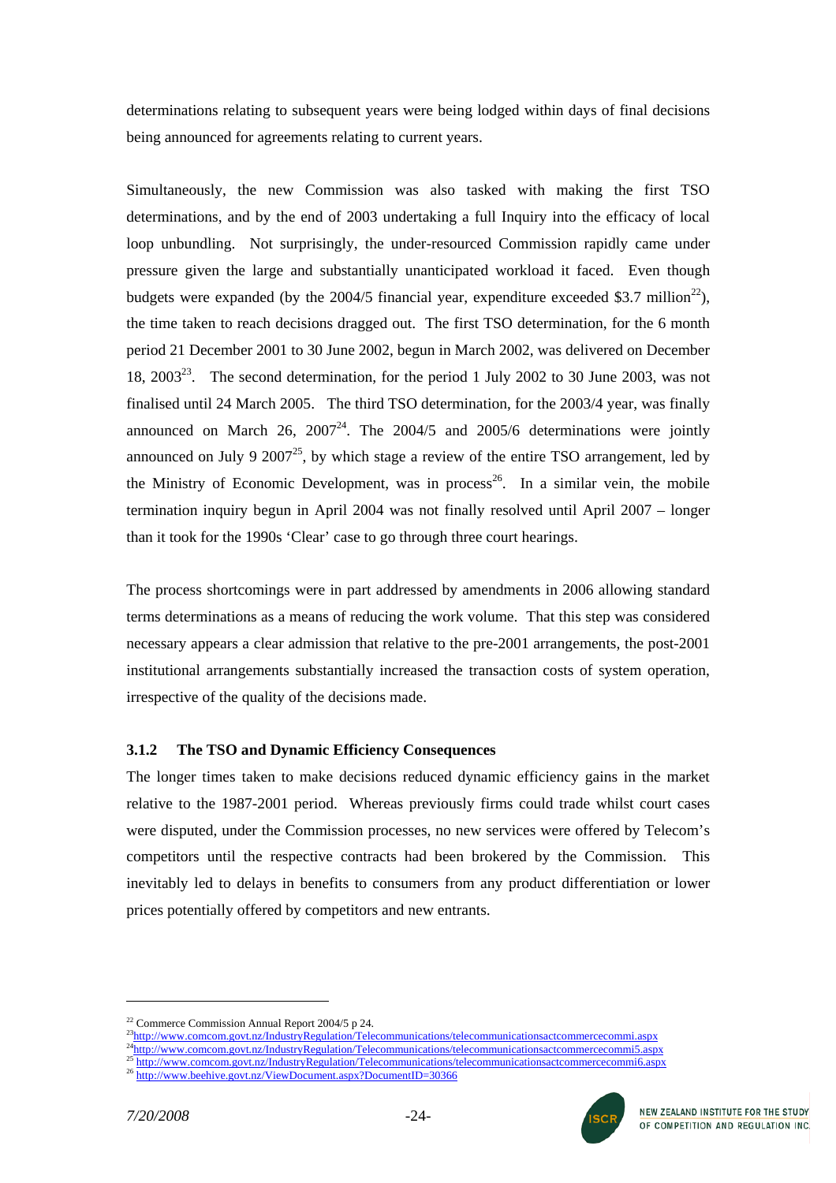determinations relating to subsequent years were being lodged within days of final decisions being announced for agreements relating to current years.

Simultaneously, the new Commission was also tasked with making the first TSO determinations, and by the end of 2003 undertaking a full Inquiry into the efficacy of local loop unbundling. Not surprisingly, the under-resourced Commission rapidly came under pressure given the large and substantially unanticipated workload it faced. Even though budgets were expanded (by the 2004/5 financial year, expenditure exceeded \$3.7 million[22]), the time taken to reach decisions dragged out. The first TSO determination, for the 6 month period 21 December 2001 to 30 June 2002, begun in March 2002, was delivered on December 18, 2003[23]. The second determination, for the period 1 July 2002 to 30 June 2003, was not finalised until 24 March 2005. The third TSO determination, for the 2003/4 year, was finally announced on March 26, 2007[24]. The 2004/5 and 2005/6 determinations were jointly announced on July 9 2007[25], by which stage a review of the entire TSO arrangement, led by the Ministry of Economic Development, was in process[26]. In a similar vein, the mobile termination inquiry begun in April 2004 was not finally resolved until April 2007 – longer than it took for the 1990s 'Clear' case to go through three court hearings.

The process shortcomings were in part addressed by amendments in 2006 allowing standard terms determinations as a means of reducing the work volume. That this step was considered necessary appears a clear admission that relative to the pre-2001 arrangements, the post-2001 institutional arrangements substantially increased the transaction costs of system operation, irrespective of the quality of the decisions made.

### 3.1.2 The TSO and Dynamic Efficiency Consequences

The longer times taken to make decisions reduced dynamic efficiency gains in the market relative to the 1987-2001 period. Whereas previously firms could trade whilst court cases were disputed, under the Commission processes, no new services were offered by Telecom's competitors until the respective contracts had been brokered by the Commission. This inevitably led to delays in benefits to consumers from any product differentiation or lower prices potentially offered by competitors and new entrants.

---

[22] Commerce Commission Annual Report 2004/5 p 24.
[23] http://www.comcom.govt.nz/IndustryRegulation/Telecommunications/telecommunicationsactcommercecommi.aspx
[24] http://www.comcom.govt.nz/IndustryRegulation/Telecommunications/telecommunicationsactcommercecommi5.aspx
[25] http://www.comcom.govt.nz/IndustryRegulation/Telecommunications/telecommunicationsactcommercecommi6.aspx
[26] http://www.beehive.govt.nz/ViewDocument.aspx?DocumentID=30366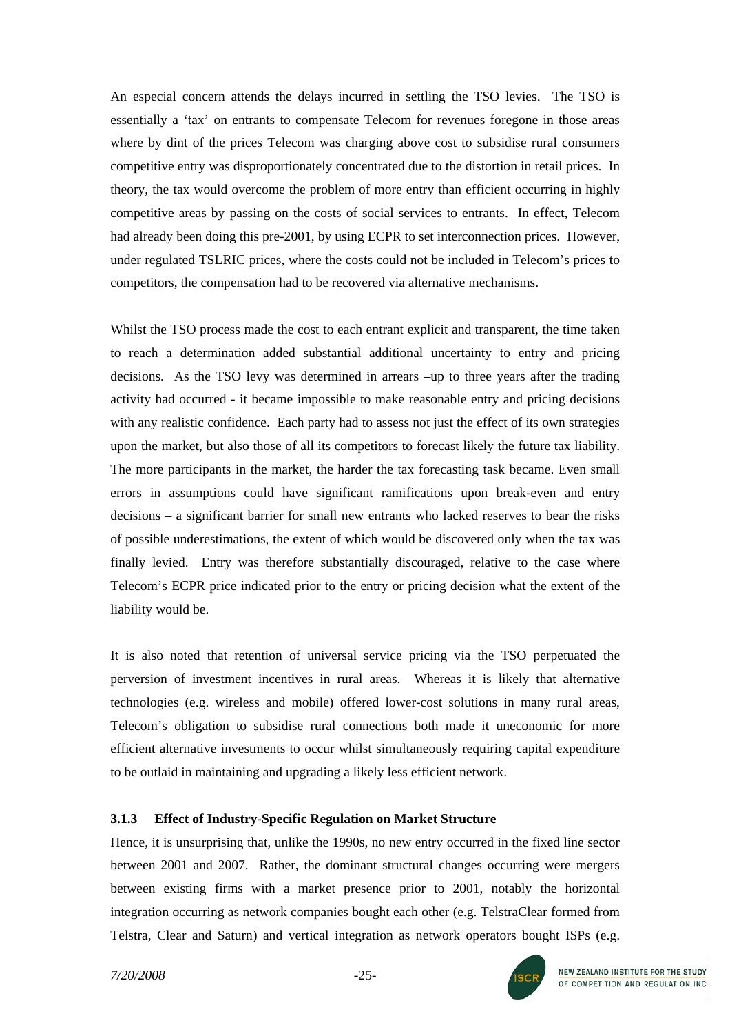An especial concern attends the delays incurred in settling the TSO levies. The TSO is essentially a 'tax' on entrants to compensate Telecom for revenues foregone in those areas where by dint of the prices Telecom was charging above cost to subsidise rural consumers competitive entry was disproportionately concentrated due to the distortion in retail prices. In theory, the tax would overcome the problem of more entry than efficient occurring in highly competitive areas by passing on the costs of social services to entrants. In effect, Telecom had already been doing this pre-2001, by using ECPR to set interconnection prices. However, under regulated TSLRIC prices, where the costs could not be included in Telecom's prices to competitors, the compensation had to be recovered via alternative mechanisms.

Whilst the TSO process made the cost to each entrant explicit and transparent, the time taken to reach a determination added substantial additional uncertainty to entry and pricing decisions. As the TSO levy was determined in arrears –up to three years after the trading activity had occurred - it became impossible to make reasonable entry and pricing decisions with any realistic confidence. Each party had to assess not just the effect of its own strategies upon the market, but also those of all its competitors to forecast likely the future tax liability. The more participants in the market, the harder the tax forecasting task became. Even small errors in assumptions could have significant ramifications upon break-even and entry decisions – a significant barrier for small new entrants who lacked reserves to bear the risks of possible underestimations, the extent of which would be discovered only when the tax was finally levied. Entry was therefore substantially discouraged, relative to the case where Telecom's ECPR price indicated prior to the entry or pricing decision what the extent of the liability would be.

It is also noted that retention of universal service pricing via the TSO perpetuated the perversion of investment incentives in rural areas. Whereas it is likely that alternative technologies (e.g. wireless and mobile) offered lower-cost solutions in many rural areas, Telecom's obligation to subsidise rural connections both made it uneconomic for more efficient alternative investments to occur whilst simultaneously requiring capital expenditure to be outlaid in maintaining and upgrading a likely less efficient network.

### 3.1.3 Effect of Industry-Specific Regulation on Market Structure

Hence, it is unsurprising that, unlike the 1990s, no new entry occurred in the fixed line sector between 2001 and 2007. Rather, the dominant structural changes occurring were mergers between existing firms with a market presence prior to 2001, notably the horizontal integration occurring as network companies bought each other (e.g. TelstraClear formed from Telstra, Clear and Saturn) and vertical integration as network operators bought ISPs (e.g.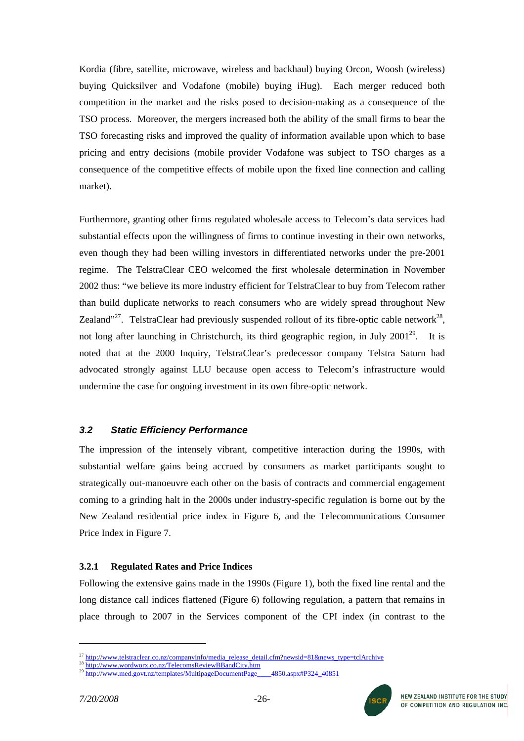Kordia (fibre, satellite, microwave, wireless and backhaul) buying Orcon, Woosh (wireless) buying Quicksilver and Vodafone (mobile) buying iHug). Each merger reduced both competition in the market and the risks posed to decision-making as a consequence of the TSO process. Moreover, the mergers increased both the ability of the small firms to bear the TSO forecasting risks and improved the quality of information available upon which to base pricing and entry decisions (mobile provider Vodafone was subject to TSO charges as a consequence of the competitive effects of mobile upon the fixed line connection and calling market).

Furthermore, granting other firms regulated wholesale access to Telecom's data services had substantial effects upon the willingness of firms to continue investing in their own networks, even though they had been willing investors in differentiated networks under the pre-2001 regime. The TelstraClear CEO welcomed the first wholesale determination in November 2002 thus: "we believe its more industry efficient for TelstraClear to buy from Telecom rather than build duplicate networks to reach consumers who are widely spread throughout New Zealand"[27]. TelstraClear had previously suspended rollout of its fibre-optic cable network[28], not long after launching in Christchurch, its third geographic region, in July 2001[29]. It is noted that at the 2000 Inquiry, TelstraClear's predecessor company Telstra Saturn had advocated strongly against LLU because open access to Telecom's infrastructure would undermine the case for ongoing investment in its own fibre-optic network.

## *3.2 Static Efficiency Performance*

The impression of the intensely vibrant, competitive interaction during the 1990s, with substantial welfare gains being accrued by consumers as market participants sought to strategically out-manoeuvre each other on the basis of contracts and commercial engagement coming to a grinding halt in the 2000s under industry-specific regulation is borne out by the New Zealand residential price index in Figure 6, and the Telecommunications Consumer Price Index in Figure 7.

### 3.2.1 Regulated Rates and Price Indices

Following the extensive gains made in the 1990s (Figure 1), both the fixed line rental and the long distance call indices flattened (Figure 6) following regulation, a pattern that remains in place through to 2007 in the Services component of the CPI index (in contrast to the

---

[27] http://www.telstraclear.co.nz/companyinfo/media_release_detail.cfm?newsid=81&news_type=tclArchive

[28] http://www.wordworx.co.nz/TelecomsReviewBBandCity.htm

[29] http://www.med.govt.nz/templates/MultipageDocumentPage____4850.aspx#P324_40851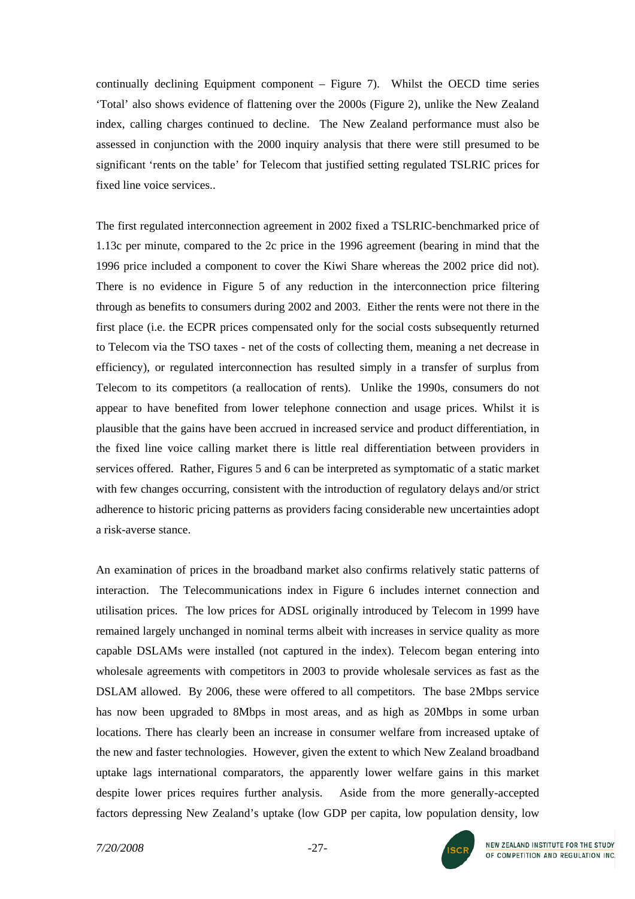continually declining Equipment component – Figure 7). Whilst the OECD time series 'Total' also shows evidence of flattening over the 2000s (Figure 2), unlike the New Zealand index, calling charges continued to decline. The New Zealand performance must also be assessed in conjunction with the 2000 inquiry analysis that there were still presumed to be significant 'rents on the table' for Telecom that justified setting regulated TSLRIC prices for fixed line voice services..

The first regulated interconnection agreement in 2002 fixed a TSLRIC-benchmarked price of 1.13c per minute, compared to the 2c price in the 1996 agreement (bearing in mind that the 1996 price included a component to cover the Kiwi Share whereas the 2002 price did not). There is no evidence in Figure 5 of any reduction in the interconnection price filtering through as benefits to consumers during 2002 and 2003. Either the rents were not there in the first place (i.e. the ECPR prices compensated only for the social costs subsequently returned to Telecom via the TSO taxes - net of the costs of collecting them, meaning a net decrease in efficiency), or regulated interconnection has resulted simply in a transfer of surplus from Telecom to its competitors (a reallocation of rents). Unlike the 1990s, consumers do not appear to have benefited from lower telephone connection and usage prices. Whilst it is plausible that the gains have been accrued in increased service and product differentiation, in the fixed line voice calling market there is little real differentiation between providers in services offered. Rather, Figures 5 and 6 can be interpreted as symptomatic of a static market with few changes occurring, consistent with the introduction of regulatory delays and/or strict adherence to historic pricing patterns as providers facing considerable new uncertainties adopt a risk-averse stance.

An examination of prices in the broadband market also confirms relatively static patterns of interaction. The Telecommunications index in Figure 6 includes internet connection and utilisation prices. The low prices for ADSL originally introduced by Telecom in 1999 have remained largely unchanged in nominal terms albeit with increases in service quality as more capable DSLAMs were installed (not captured in the index). Telecom began entering into wholesale agreements with competitors in 2003 to provide wholesale services as fast as the DSLAM allowed. By 2006, these were offered to all competitors. The base 2Mbps service has now been upgraded to 8Mbps in most areas, and as high as 20Mbps in some urban locations. There has clearly been an increase in consumer welfare from increased uptake of the new and faster technologies. However, given the extent to which New Zealand broadband uptake lags international comparators, the apparently lower welfare gains in this market despite lower prices requires further analysis. Aside from the more generally-accepted factors depressing New Zealand's uptake (low GDP per capita, low population density, low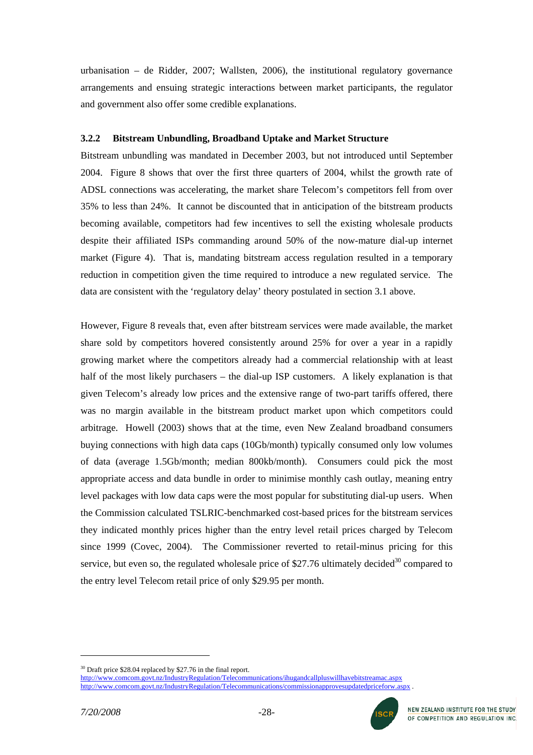urbanisation – de Ridder, 2007; Wallsten, 2006), the institutional regulatory governance arrangements and ensuing strategic interactions between market participants, the regulator and government also offer some credible explanations.

### 3.2.2 Bitstream Unbundling, Broadband Uptake and Market Structure

Bitstream unbundling was mandated in December 2003, but not introduced until September 2004. Figure 8 shows that over the first three quarters of 2004, whilst the growth rate of ADSL connections was accelerating, the market share Telecom's competitors fell from over 35% to less than 24%. It cannot be discounted that in anticipation of the bitstream products becoming available, competitors had few incentives to sell the existing wholesale products despite their affiliated ISPs commanding around 50% of the now-mature dial-up internet market (Figure 4). That is, mandating bitstream access regulation resulted in a temporary reduction in competition given the time required to introduce a new regulated service. The data are consistent with the 'regulatory delay' theory postulated in section 3.1 above.

However, Figure 8 reveals that, even after bitstream services were made available, the market share sold by competitors hovered consistently around 25% for over a year in a rapidly growing market where the competitors already had a commercial relationship with at least half of the most likely purchasers – the dial-up ISP customers. A likely explanation is that given Telecom's already low prices and the extensive range of two-part tariffs offered, there was no margin available in the bitstream product market upon which competitors could arbitrage. Howell (2003) shows that at the time, even New Zealand broadband consumers buying connections with high data caps (10Gb/month) typically consumed only low volumes of data (average 1.5Gb/month; median 800kb/month). Consumers could pick the most appropriate access and data bundle in order to minimise monthly cash outlay, meaning entry level packages with low data caps were the most popular for substituting dial-up users. When the Commission calculated TSLRIC-benchmarked cost-based prices for the bitstream services they indicated monthly prices higher than the entry level retail prices charged by Telecom since 1999 (Covec, 2004). The Commissioner reverted to retail-minus pricing for this service, but even so, the regulated wholesale price of $27.76 ultimately decided[30] compared to the entry level Telecom retail price of only $29.95 per month.

---

[30] Draft price $28.04 replaced by $27.76 in the final report. http://www.comcom.govt.nz/IndustryRegulation/Telecommunications/ihugandcallpluswillhavebitstreamac.aspx http://www.comcom.govt.nz/IndustryRegulation/Telecommunications/commissionapprovesupdatedpriceforw.aspx .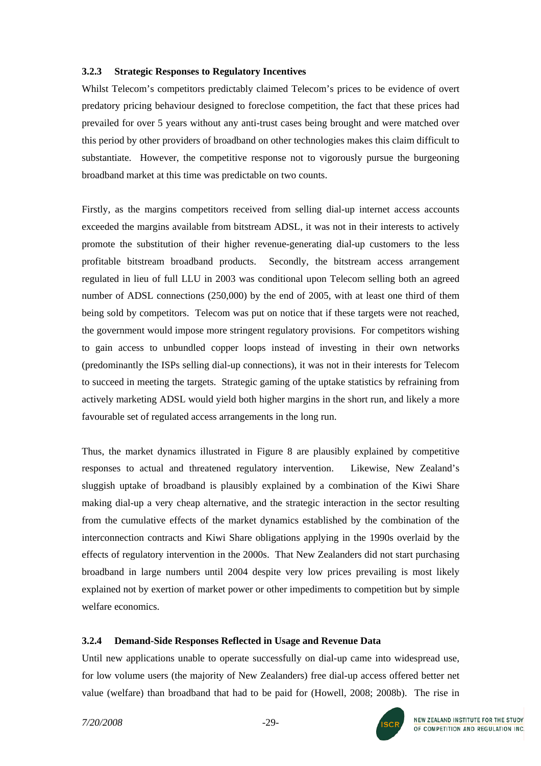### 3.2.3 Strategic Responses to Regulatory Incentives

Whilst Telecom's competitors predictably claimed Telecom's prices to be evidence of overt predatory pricing behaviour designed to foreclose competition, the fact that these prices had prevailed for over 5 years without any anti-trust cases being brought and were matched over this period by other providers of broadband on other technologies makes this claim difficult to substantiate. However, the competitive response not to vigorously pursue the burgeoning broadband market at this time was predictable on two counts.

Firstly, as the margins competitors received from selling dial-up internet access accounts exceeded the margins available from bitstream ADSL, it was not in their interests to actively promote the substitution of their higher revenue-generating dial-up customers to the less profitable bitstream broadband products. Secondly, the bitstream access arrangement regulated in lieu of full LLU in 2003 was conditional upon Telecom selling both an agreed number of ADSL connections (250,000) by the end of 2005, with at least one third of them being sold by competitors. Telecom was put on notice that if these targets were not reached, the government would impose more stringent regulatory provisions. For competitors wishing to gain access to unbundled copper loops instead of investing in their own networks (predominantly the ISPs selling dial-up connections), it was not in their interests for Telecom to succeed in meeting the targets. Strategic gaming of the uptake statistics by refraining from actively marketing ADSL would yield both higher margins in the short run, and likely a more favourable set of regulated access arrangements in the long run.

Thus, the market dynamics illustrated in Figure 8 are plausibly explained by competitive responses to actual and threatened regulatory intervention. Likewise, New Zealand's sluggish uptake of broadband is plausibly explained by a combination of the Kiwi Share making dial-up a very cheap alternative, and the strategic interaction in the sector resulting from the cumulative effects of the market dynamics established by the combination of the interconnection contracts and Kiwi Share obligations applying in the 1990s overlaid by the effects of regulatory intervention in the 2000s. That New Zealanders did not start purchasing broadband in large numbers until 2004 despite very low prices prevailing is most likely explained not by exertion of market power or other impediments to competition but by simple welfare economics.

### 3.2.4 Demand-Side Responses Reflected in Usage and Revenue Data

Until new applications unable to operate successfully on dial-up came into widespread use, for low volume users (the majority of New Zealanders) free dial-up access offered better net value (welfare) than broadband that had to be paid for (Howell, 2008; 2008b). The rise in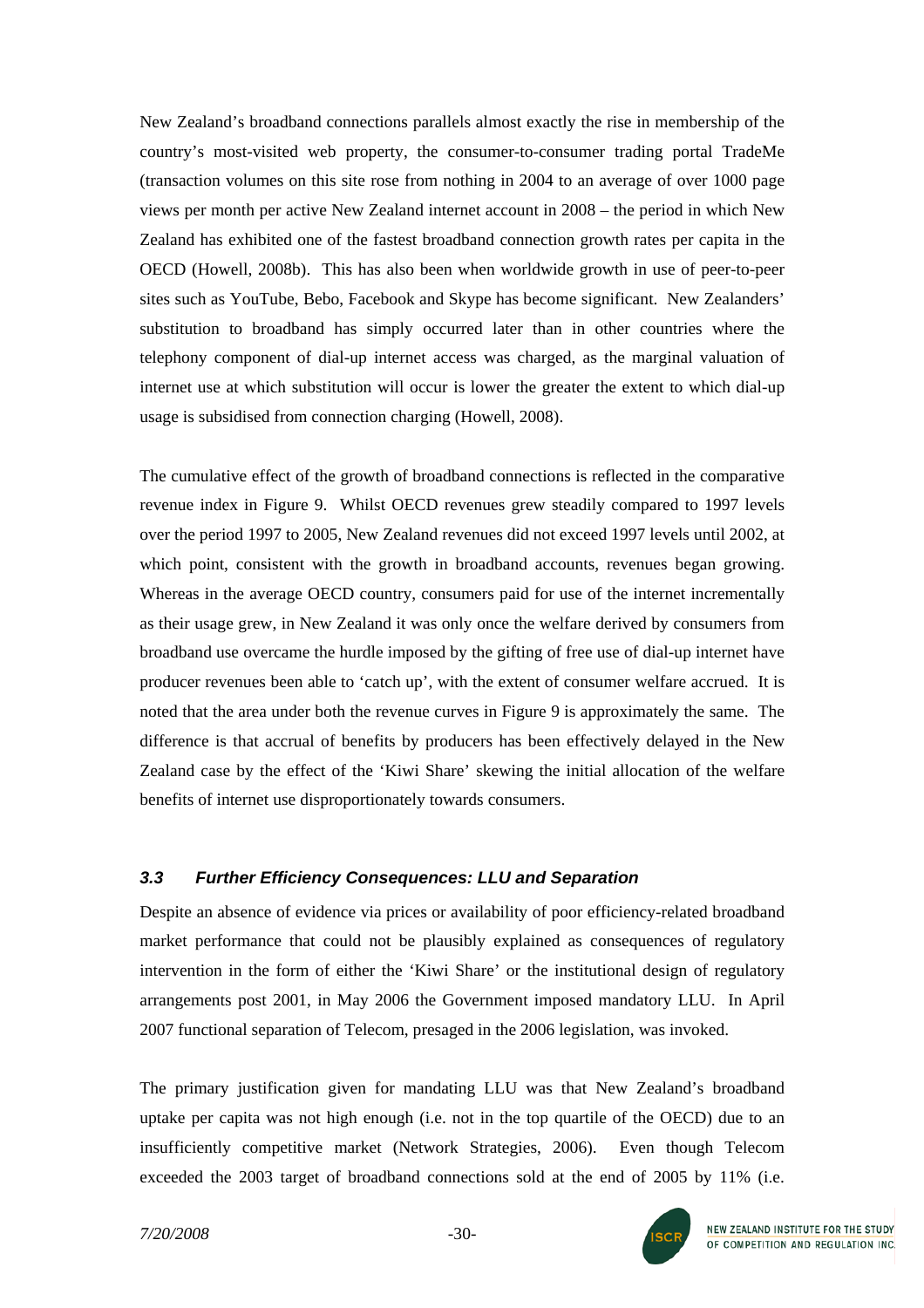New Zealand's broadband connections parallels almost exactly the rise in membership of the country's most-visited web property, the consumer-to-consumer trading portal TradeMe (transaction volumes on this site rose from nothing in 2004 to an average of over 1000 page views per month per active New Zealand internet account in 2008 – the period in which New Zealand has exhibited one of the fastest broadband connection growth rates per capita in the OECD (Howell, 2008b). This has also been when worldwide growth in use of peer-to-peer sites such as YouTube, Bebo, Facebook and Skype has become significant. New Zealanders' substitution to broadband has simply occurred later than in other countries where the telephony component of dial-up internet access was charged, as the marginal valuation of internet use at which substitution will occur is lower the greater the extent to which dial-up usage is subsidised from connection charging (Howell, 2008).

The cumulative effect of the growth of broadband connections is reflected in the comparative revenue index in Figure 9. Whilst OECD revenues grew steadily compared to 1997 levels over the period 1997 to 2005, New Zealand revenues did not exceed 1997 levels until 2002, at which point, consistent with the growth in broadband accounts, revenues began growing. Whereas in the average OECD country, consumers paid for use of the internet incrementally as their usage grew, in New Zealand it was only once the welfare derived by consumers from broadband use overcame the hurdle imposed by the gifting of free use of dial-up internet have producer revenues been able to 'catch up', with the extent of consumer welfare accrued. It is noted that the area under both the revenue curves in Figure 9 is approximately the same. The difference is that accrual of benefits by producers has been effectively delayed in the New Zealand case by the effect of the 'Kiwi Share' skewing the initial allocation of the welfare benefits of internet use disproportionately towards consumers.

### *3.3 Further Efficiency Consequences: LLU and Separation*

Despite an absence of evidence via prices or availability of poor efficiency-related broadband market performance that could not be plausibly explained as consequences of regulatory intervention in the form of either the 'Kiwi Share' or the institutional design of regulatory arrangements post 2001, in May 2006 the Government imposed mandatory LLU. In April 2007 functional separation of Telecom, presaged in the 2006 legislation, was invoked.

The primary justification given for mandating LLU was that New Zealand's broadband uptake per capita was not high enough (i.e. not in the top quartile of the OECD) due to an insufficiently competitive market (Network Strategies, 2006). Even though Telecom exceeded the 2003 target of broadband connections sold at the end of 2005 by 11% (i.e.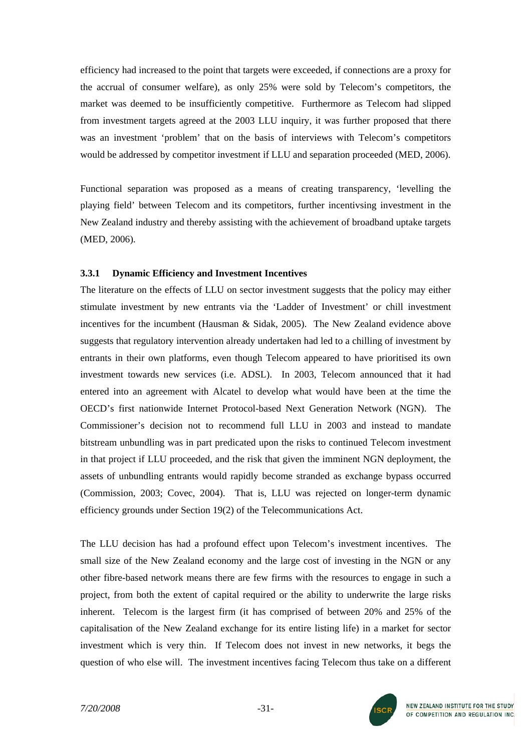efficiency had increased to the point that targets were exceeded, if connections are a proxy for the accrual of consumer welfare), as only 25% were sold by Telecom's competitors, the market was deemed to be insufficiently competitive. Furthermore as Telecom had slipped from investment targets agreed at the 2003 LLU inquiry, it was further proposed that there was an investment 'problem' that on the basis of interviews with Telecom's competitors would be addressed by competitor investment if LLU and separation proceeded (MED, 2006).

Functional separation was proposed as a means of creating transparency, 'levelling the playing field' between Telecom and its competitors, further incentivsing investment in the New Zealand industry and thereby assisting with the achievement of broadband uptake targets (MED, 2006).

### 3.3.1 Dynamic Efficiency and Investment Incentives

The literature on the effects of LLU on sector investment suggests that the policy may either stimulate investment by new entrants via the 'Ladder of Investment' or chill investment incentives for the incumbent (Hausman & Sidak, 2005). The New Zealand evidence above suggests that regulatory intervention already undertaken had led to a chilling of investment by entrants in their own platforms, even though Telecom appeared to have prioritised its own investment towards new services (i.e. ADSL). In 2003, Telecom announced that it had entered into an agreement with Alcatel to develop what would have been at the time the OECD's first nationwide Internet Protocol-based Next Generation Network (NGN). The Commissioner's decision not to recommend full LLU in 2003 and instead to mandate bitstream unbundling was in part predicated upon the risks to continued Telecom investment in that project if LLU proceeded, and the risk that given the imminent NGN deployment, the assets of unbundling entrants would rapidly become stranded as exchange bypass occurred (Commission, 2003; Covec, 2004). That is, LLU was rejected on longer-term dynamic efficiency grounds under Section 19(2) of the Telecommunications Act.

The LLU decision has had a profound effect upon Telecom's investment incentives. The small size of the New Zealand economy and the large cost of investing in the NGN or any other fibre-based network means there are few firms with the resources to engage in such a project, from both the extent of capital required or the ability to underwrite the large risks inherent. Telecom is the largest firm (it has comprised of between 20% and 25% of the capitalisation of the New Zealand exchange for its entire listing life) in a market for sector investment which is very thin. If Telecom does not invest in new networks, it begs the question of who else will. The investment incentives facing Telecom thus take on a different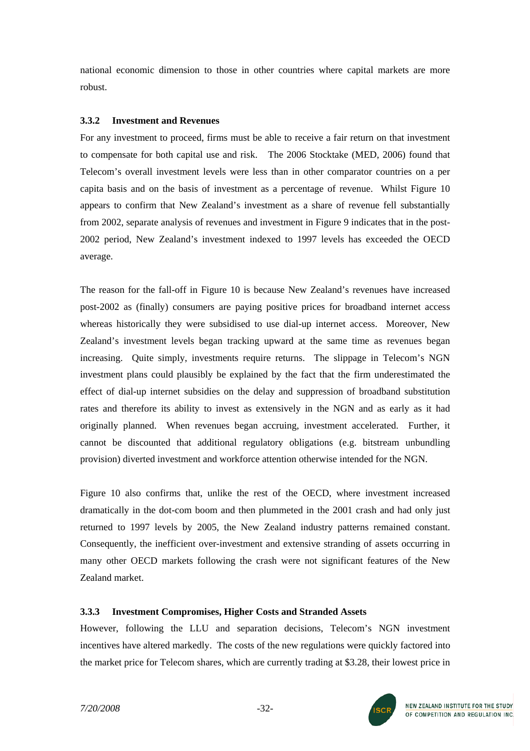national economic dimension to those in other countries where capital markets are more robust.

### 3.3.2 Investment and Revenues

For any investment to proceed, firms must be able to receive a fair return on that investment to compensate for both capital use and risk. The 2006 Stocktake (MED, 2006) found that Telecom's overall investment levels were less than in other comparator countries on a per capita basis and on the basis of investment as a percentage of revenue. Whilst Figure 10 appears to confirm that New Zealand's investment as a share of revenue fell substantially from 2002, separate analysis of revenues and investment in Figure 9 indicates that in the post-2002 period, New Zealand's investment indexed to 1997 levels has exceeded the OECD average.

The reason for the fall-off in Figure 10 is because New Zealand's revenues have increased post-2002 as (finally) consumers are paying positive prices for broadband internet access whereas historically they were subsidised to use dial-up internet access. Moreover, New Zealand's investment levels began tracking upward at the same time as revenues began increasing. Quite simply, investments require returns. The slippage in Telecom's NGN investment plans could plausibly be explained by the fact that the firm underestimated the effect of dial-up internet subsidies on the delay and suppression of broadband substitution rates and therefore its ability to invest as extensively in the NGN and as early as it had originally planned. When revenues began accruing, investment accelerated. Further, it cannot be discounted that additional regulatory obligations (e.g. bitstream unbundling provision) diverted investment and workforce attention otherwise intended for the NGN.

Figure 10 also confirms that, unlike the rest of the OECD, where investment increased dramatically in the dot-com boom and then plummeted in the 2001 crash and had only just returned to 1997 levels by 2005, the New Zealand industry patterns remained constant. Consequently, the inefficient over-investment and extensive stranding of assets occurring in many other OECD markets following the crash were not significant features of the New Zealand market.

### 3.3.3 Investment Compromises, Higher Costs and Stranded Assets

However, following the LLU and separation decisions, Telecom's NGN investment incentives have altered markedly. The costs of the new regulations were quickly factored into the market price for Telecom shares, which are currently trading at $3.28, their lowest price in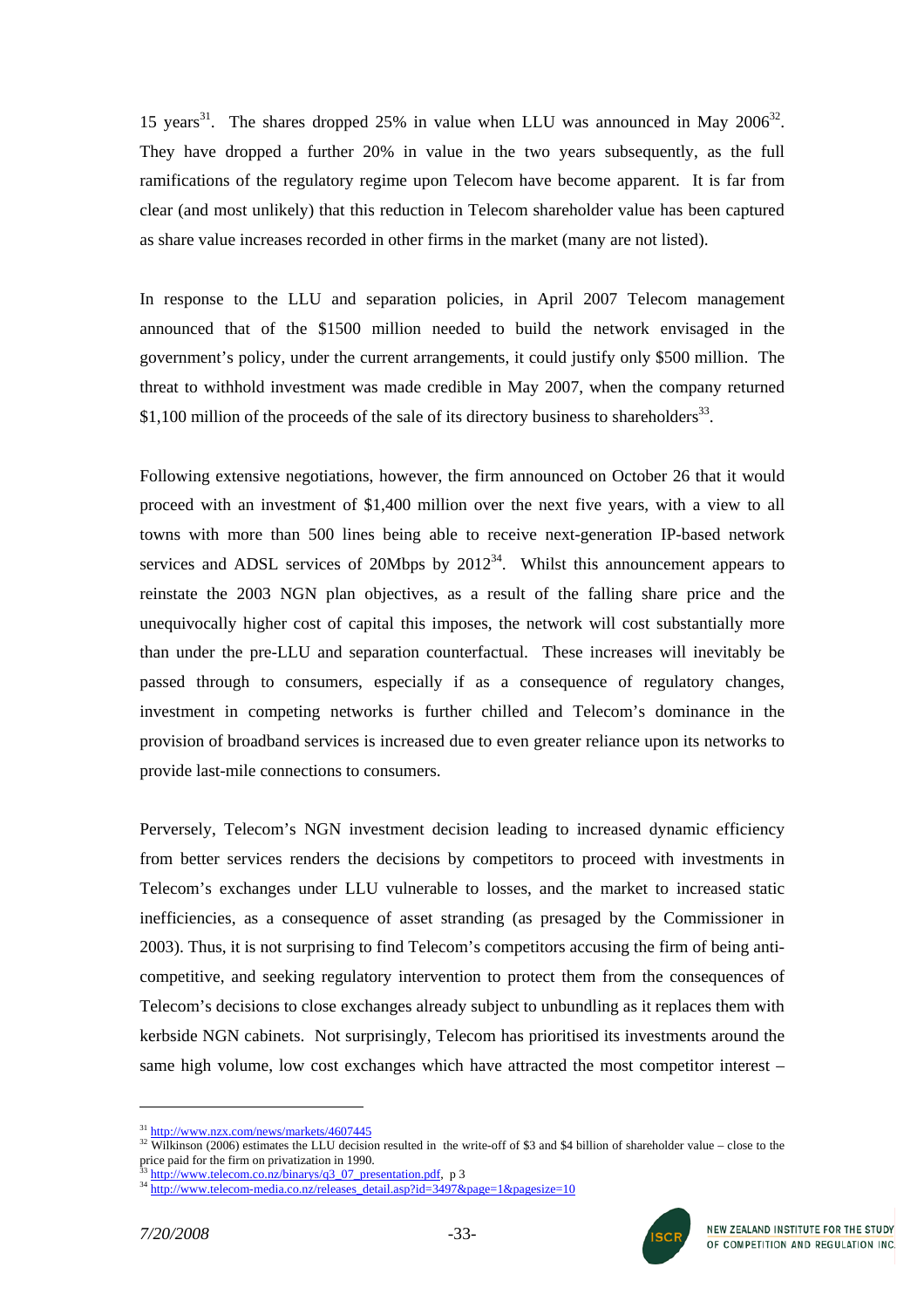15 years[31]. The shares dropped 25% in value when LLU was announced in May 2006[32]. They have dropped a further 20% in value in the two years subsequently, as the full ramifications of the regulatory regime upon Telecom have become apparent. It is far from clear (and most unlikely) that this reduction in Telecom shareholder value has been captured as share value increases recorded in other firms in the market (many are not listed).

In response to the LLU and separation policies, in April 2007 Telecom management announced that of the $1500 million needed to build the network envisaged in the government's policy, under the current arrangements, it could justify only $500 million. The threat to withhold investment was made credible in May 2007, when the company returned $1,100 million of the proceeds of the sale of its directory business to shareholders[33].

Following extensive negotiations, however, the firm announced on October 26 that it would proceed with an investment of $1,400 million over the next five years, with a view to all towns with more than 500 lines being able to receive next-generation IP-based network services and ADSL services of 20Mbps by 2012[34]. Whilst this announcement appears to reinstate the 2003 NGN plan objectives, as a result of the falling share price and the unequivocally higher cost of capital this imposes, the network will cost substantially more than under the pre-LLU and separation counterfactual. These increases will inevitably be passed through to consumers, especially if as a consequence of regulatory changes, investment in competing networks is further chilled and Telecom's dominance in the provision of broadband services is increased due to even greater reliance upon its networks to provide last-mile connections to consumers.

Perversely, Telecom's NGN investment decision leading to increased dynamic efficiency from better services renders the decisions by competitors to proceed with investments in Telecom's exchanges under LLU vulnerable to losses, and the market to increased static inefficiencies, as a consequence of asset stranding (as presaged by the Commissioner in 2003). Thus, it is not surprising to find Telecom's competitors accusing the firm of being anti-competitive, and seeking regulatory intervention to protect them from the consequences of Telecom's decisions to close exchanges already subject to unbundling as it replaces them with kerbside NGN cabinets. Not surprisingly, Telecom has prioritised its investments around the same high volume, low cost exchanges which have attracted the most competitor interest –

---

[31] http://www.nzx.com/news/markets/4607445

[32] Wilkinson (2006) estimates the LLU decision resulted in the write-off of $3 and $4 billion of shareholder value – close to the price paid for the firm on privatization in 1990.

[33] http://www.telecom.co.nz/binarys/q3_07_presentation.pdf, p 3

[34] http://www.telecom-media.co.nz/releases_detail.asp?id=3497&page=1&pagesize=10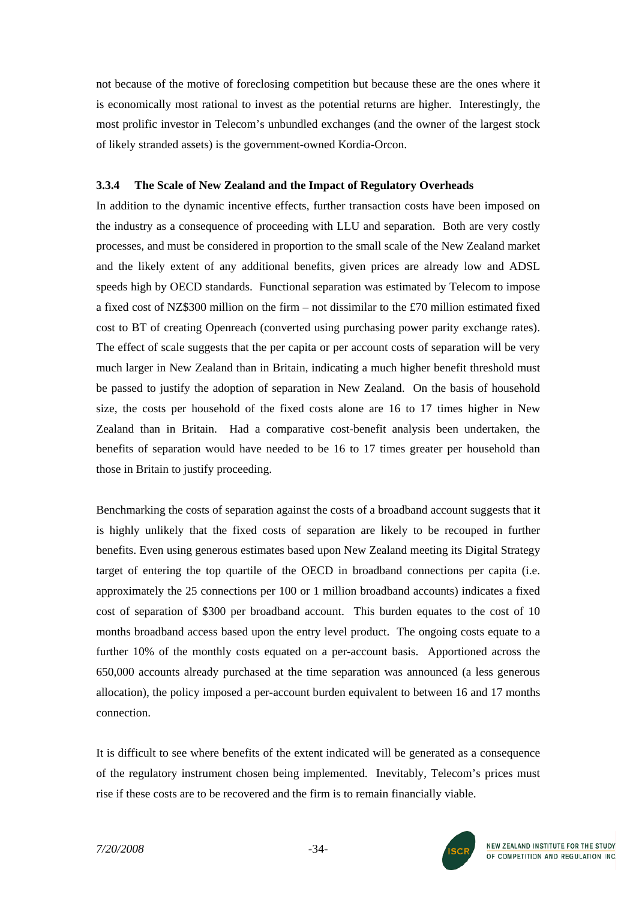not because of the motive of foreclosing competition but because these are the ones where it is economically most rational to invest as the potential returns are higher. Interestingly, the most prolific investor in Telecom's unbundled exchanges (and the owner of the largest stock of likely stranded assets) is the government-owned Kordia-Orcon.

### 3.3.4 The Scale of New Zealand and the Impact of Regulatory Overheads

In addition to the dynamic incentive effects, further transaction costs have been imposed on the industry as a consequence of proceeding with LLU and separation. Both are very costly processes, and must be considered in proportion to the small scale of the New Zealand market and the likely extent of any additional benefits, given prices are already low and ADSL speeds high by OECD standards. Functional separation was estimated by Telecom to impose a fixed cost of NZ$300 million on the firm – not dissimilar to the £70 million estimated fixed cost to BT of creating Openreach (converted using purchasing power parity exchange rates). The effect of scale suggests that the per capita or per account costs of separation will be very much larger in New Zealand than in Britain, indicating a much higher benefit threshold must be passed to justify the adoption of separation in New Zealand. On the basis of household size, the costs per household of the fixed costs alone are 16 to 17 times higher in New Zealand than in Britain. Had a comparative cost-benefit analysis been undertaken, the benefits of separation would have needed to be 16 to 17 times greater per household than those in Britain to justify proceeding.

Benchmarking the costs of separation against the costs of a broadband account suggests that it is highly unlikely that the fixed costs of separation are likely to be recouped in further benefits. Even using generous estimates based upon New Zealand meeting its Digital Strategy target of entering the top quartile of the OECD in broadband connections per capita (i.e. approximately the 25 connections per 100 or 1 million broadband accounts) indicates a fixed cost of separation of $300 per broadband account. This burden equates to the cost of 10 months broadband access based upon the entry level product. The ongoing costs equate to a further 10% of the monthly costs equated on a per-account basis. Apportioned across the 650,000 accounts already purchased at the time separation was announced (a less generous allocation), the policy imposed a per-account burden equivalent to between 16 and 17 months connection.

It is difficult to see where benefits of the extent indicated will be generated as a consequence of the regulatory instrument chosen being implemented. Inevitably, Telecom's prices must rise if these costs are to be recovered and the firm is to remain financially viable.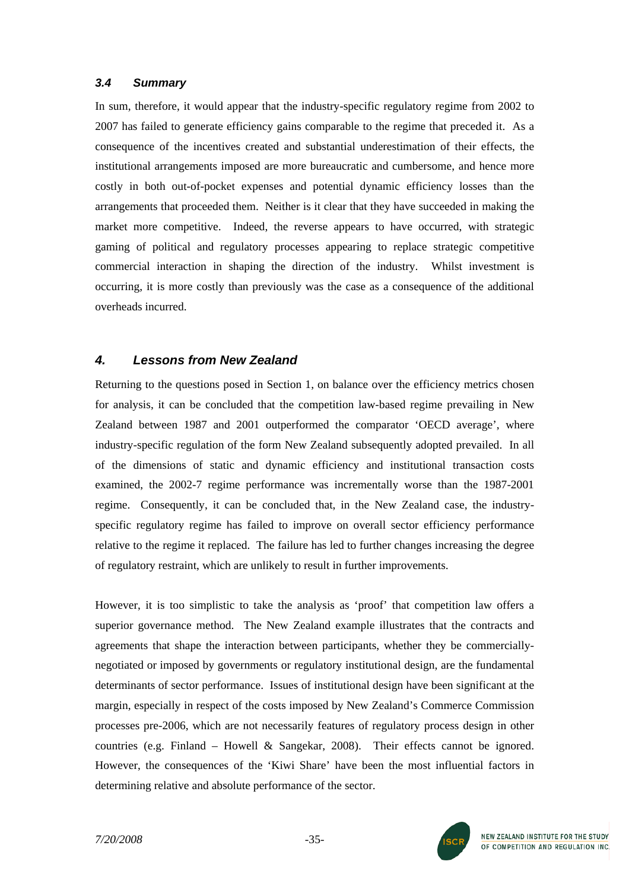### *3.4 Summary*

In sum, therefore, it would appear that the industry-specific regulatory regime from 2002 to 2007 has failed to generate efficiency gains comparable to the regime that preceded it. As a consequence of the incentives created and substantial underestimation of their effects, the institutional arrangements imposed are more bureaucratic and cumbersome, and hence more costly in both out-of-pocket expenses and potential dynamic efficiency losses than the arrangements that proceeded them. Neither is it clear that they have succeeded in making the market more competitive. Indeed, the reverse appears to have occurred, with strategic gaming of political and regulatory processes appearing to replace strategic competitive commercial interaction in shaping the direction of the industry. Whilst investment is occurring, it is more costly than previously was the case as a consequence of the additional overheads incurred.

## *4. Lessons from New Zealand*

Returning to the questions posed in Section 1, on balance over the efficiency metrics chosen for analysis, it can be concluded that the competition law-based regime prevailing in New Zealand between 1987 and 2001 outperformed the comparator 'OECD average', where industry-specific regulation of the form New Zealand subsequently adopted prevailed. In all of the dimensions of static and dynamic efficiency and institutional transaction costs examined, the 2002-7 regime performance was incrementally worse than the 1987-2001 regime. Consequently, it can be concluded that, in the New Zealand case, the industry-specific regulatory regime has failed to improve on overall sector efficiency performance relative to the regime it replaced. The failure has led to further changes increasing the degree of regulatory restraint, which are unlikely to result in further improvements.

However, it is too simplistic to take the analysis as 'proof' that competition law offers a superior governance method. The New Zealand example illustrates that the contracts and agreements that shape the interaction between participants, whether they be commercially-negotiated or imposed by governments or regulatory institutional design, are the fundamental determinants of sector performance. Issues of institutional design have been significant at the margin, especially in respect of the costs imposed by New Zealand's Commerce Commission processes pre-2006, which are not necessarily features of regulatory process design in other countries (e.g. Finland – Howell & Sangekar, 2008). Their effects cannot be ignored. However, the consequences of the 'Kiwi Share' have been the most influential factors in determining relative and absolute performance of the sector.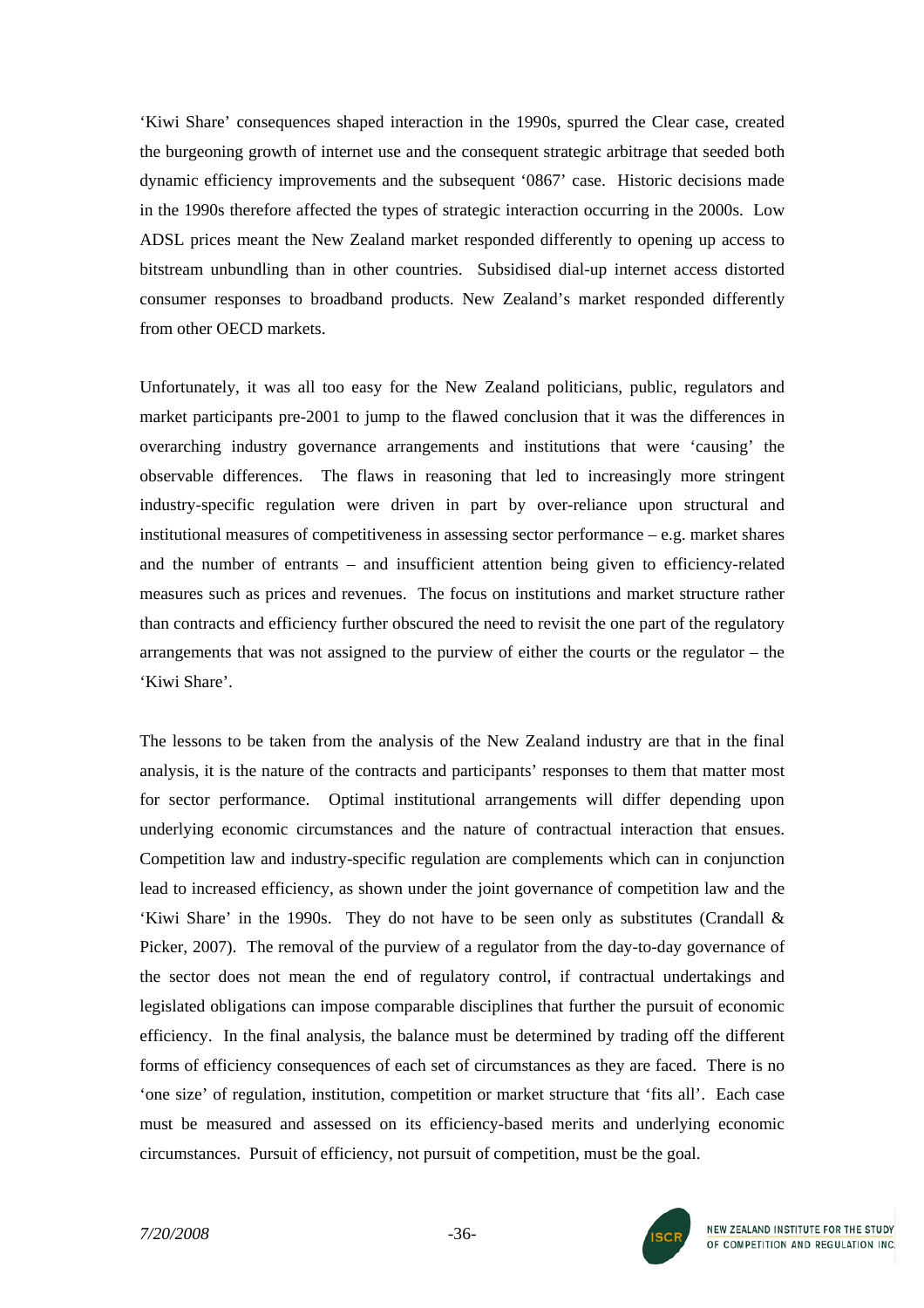'Kiwi Share' consequences shaped interaction in the 1990s, spurred the Clear case, created the burgeoning growth of internet use and the consequent strategic arbitrage that seeded both dynamic efficiency improvements and the subsequent '0867' case. Historic decisions made in the 1990s therefore affected the types of strategic interaction occurring in the 2000s. Low ADSL prices meant the New Zealand market responded differently to opening up access to bitstream unbundling than in other countries. Subsidised dial-up internet access distorted consumer responses to broadband products. New Zealand's market responded differently from other OECD markets.

Unfortunately, it was all too easy for the New Zealand politicians, public, regulators and market participants pre-2001 to jump to the flawed conclusion that it was the differences in overarching industry governance arrangements and institutions that were 'causing' the observable differences. The flaws in reasoning that led to increasingly more stringent industry-specific regulation were driven in part by over-reliance upon structural and institutional measures of competitiveness in assessing sector performance – e.g. market shares and the number of entrants – and insufficient attention being given to efficiency-related measures such as prices and revenues. The focus on institutions and market structure rather than contracts and efficiency further obscured the need to revisit the one part of the regulatory arrangements that was not assigned to the purview of either the courts or the regulator – the 'Kiwi Share'.

The lessons to be taken from the analysis of the New Zealand industry are that in the final analysis, it is the nature of the contracts and participants' responses to them that matter most for sector performance. Optimal institutional arrangements will differ depending upon underlying economic circumstances and the nature of contractual interaction that ensues. Competition law and industry-specific regulation are complements which can in conjunction lead to increased efficiency, as shown under the joint governance of competition law and the 'Kiwi Share' in the 1990s. They do not have to be seen only as substitutes (Crandall & Picker, 2007). The removal of the purview of a regulator from the day-to-day governance of the sector does not mean the end of regulatory control, if contractual undertakings and legislated obligations can impose comparable disciplines that further the pursuit of economic efficiency. In the final analysis, the balance must be determined by trading off the different forms of efficiency consequences of each set of circumstances as they are faced. There is no 'one size' of regulation, institution, competition or market structure that 'fits all'. Each case must be measured and assessed on its efficiency-based merits and underlying economic circumstances. Pursuit of efficiency, not pursuit of competition, must be the goal.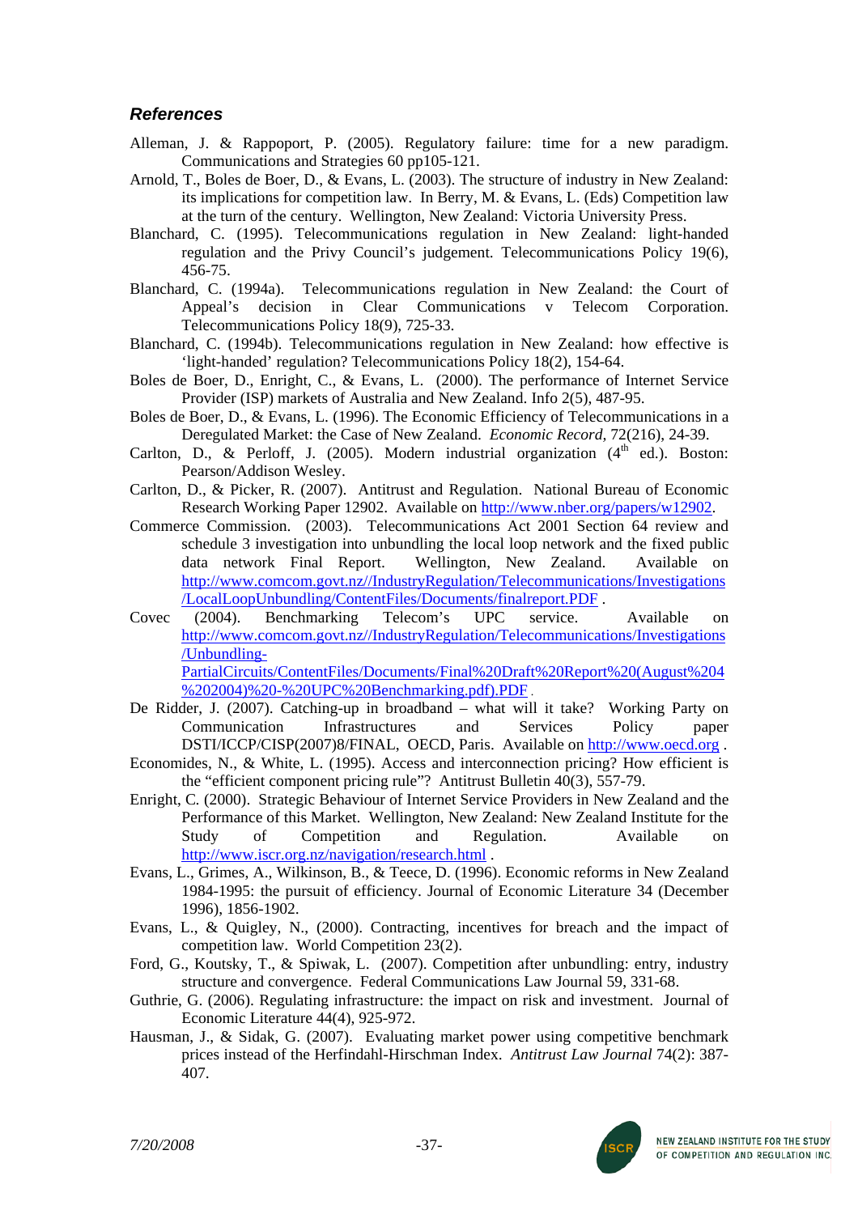### *References*

Alleman, J. & Rappoport, P. (2005). Regulatory failure: time for a new paradigm. Communications and Strategies 60 pp105-121.

Arnold, T., Boles de Boer, D., & Evans, L. (2003). The structure of industry in New Zealand: its implications for competition law. In Berry, M. & Evans, L. (Eds) Competition law at the turn of the century. Wellington, New Zealand: Victoria University Press.

Blanchard, C. (1995). Telecommunications regulation in New Zealand: light-handed regulation and the Privy Council's judgement. Telecommunications Policy 19(6), 456-75.

Blanchard, C. (1994a). Telecommunications regulation in New Zealand: the Court of Appeal's decision in Clear Communications v Telecom Corporation. Telecommunications Policy 18(9), 725-33.

Blanchard, C. (1994b). Telecommunications regulation in New Zealand: how effective is 'light-handed' regulation? Telecommunications Policy 18(2), 154-64.

Boles de Boer, D., Enright, C., & Evans, L. (2000). The performance of Internet Service Provider (ISP) markets of Australia and New Zealand. Info 2(5), 487-95.

Boles de Boer, D., & Evans, L. (1996). The Economic Efficiency of Telecommunications in a Deregulated Market: the Case of New Zealand. *Economic Record*, 72(216), 24-39.

Carlton, D., & Perloff, J. (2005). Modern industrial organization (4th ed.). Boston: Pearson/Addison Wesley.

Carlton, D., & Picker, R. (2007). Antitrust and Regulation. National Bureau of Economic Research Working Paper 12902. Available on http://www.nber.org/papers/w12902.

Commerce Commission. (2003). Telecommunications Act 2001 Section 64 review and schedule 3 investigation into unbundling the local loop network and the fixed public data network Final Report. Wellington, New Zealand. Available on http://www.comcom.govt.nz//IndustryRegulation/Telecommunications/Investigations/LocalLoopUnbundling/ContentFiles/Documents/finalreport.PDF .

Covec (2004). Benchmarking Telecom's UPC service. Available on http://www.comcom.govt.nz//IndustryRegulation/Telecommunications/Investigations/Unbundling-PartialCircuits/ContentFiles/Documents/Final%20Draft%20Report%20(August%204%202004)%20-%20UPC%20Benchmarking.pdf).PDF .

De Ridder, J. (2007). Catching-up in broadband – what will it take? Working Party on Communication Infrastructures and Services Policy paper DSTI/ICCP/CISP(2007)8/FINAL, OECD, Paris. Available on http://www.oecd.org .

Economides, N., & White, L. (1995). Access and interconnection pricing? How efficient is the "efficient component pricing rule"? Antitrust Bulletin 40(3), 557-79.

Enright, C. (2000). Strategic Behaviour of Internet Service Providers in New Zealand and the Performance of this Market. Wellington, New Zealand: New Zealand Institute for the Study of Competition and Regulation. Available on http://www.iscr.org.nz/navigation/research.html .

Evans, L., Grimes, A., Wilkinson, B., & Teece, D. (1996). Economic reforms in New Zealand 1984-1995: the pursuit of efficiency. Journal of Economic Literature 34 (December 1996), 1856-1902.

Evans, L., & Quigley, N., (2000). Contracting, incentives for breach and the impact of competition law. World Competition 23(2).

Ford, G., Koutsky, T., & Spiwak, L. (2007). Competition after unbundling: entry, industry structure and convergence. Federal Communications Law Journal 59, 331-68.

Guthrie, G. (2006). Regulating infrastructure: the impact on risk and investment. Journal of Economic Literature 44(4), 925-972.

Hausman, J., & Sidak, G. (2007). Evaluating market power using competitive benchmark prices instead of the Herfindahl-Hirschman Index. *Antitrust Law Journal* 74(2): 387-407.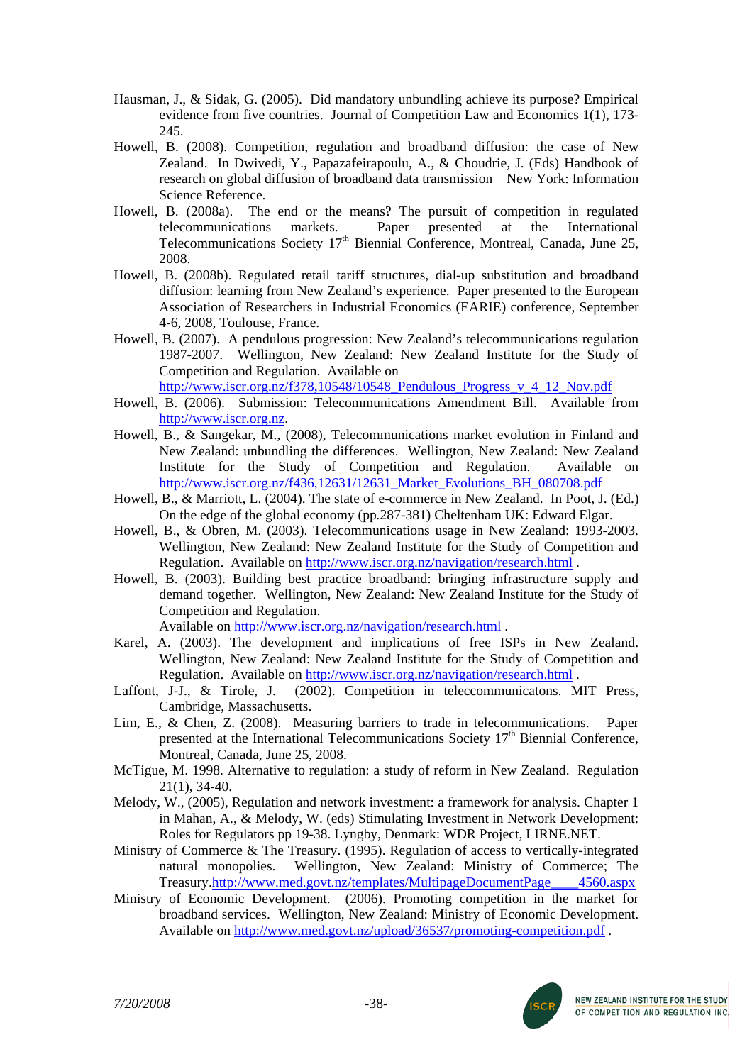Hausman, J., & Sidak, G. (2005). Did mandatory unbundling achieve its purpose? Empirical evidence from five countries. Journal of Competition Law and Economics 1(1), 173-245.

Howell, B. (2008). Competition, regulation and broadband diffusion: the case of New Zealand. In Dwivedi, Y., Papazafeirapoulu, A., & Choudrie, J. (Eds) Handbook of research on global diffusion of broadband data transmission New York: Information Science Reference.

Howell, B. (2008a). The end or the means? The pursuit of competition in regulated telecommunications markets. Paper presented at the International Telecommunications Society 17th Biennial Conference, Montreal, Canada, June 25, 2008.

Howell, B. (2008b). Regulated retail tariff structures, dial-up substitution and broadband diffusion: learning from New Zealand's experience. Paper presented to the European Association of Researchers in Industrial Economics (EARIE) conference, September 4-6, 2008, Toulouse, France.

Howell, B. (2007). A pendulous progression: New Zealand's telecommunications regulation 1987-2007. Wellington, New Zealand: New Zealand Institute for the Study of Competition and Regulation. Available on http://www.iscr.org.nz/f378,10548/10548_Pendulous_Progress_v_4_12_Nov.pdf

Howell, B. (2006). Submission: Telecommunications Amendment Bill. Available from http://www.iscr.org.nz.

Howell, B., & Sangekar, M., (2008), Telecommunications market evolution in Finland and New Zealand: unbundling the differences. Wellington, New Zealand: New Zealand Institute for the Study of Competition and Regulation. Available on http://www.iscr.org.nz/f436,12631/12631_Market_Evolutions_BH_080708.pdf

Howell, B., & Marriott, L. (2004). The state of e-commerce in New Zealand. In Poot, J. (Ed.) On the edge of the global economy (pp.287-381) Cheltenham UK: Edward Elgar.

Howell, B., & Obren, M. (2003). Telecommunications usage in New Zealand: 1993-2003. Wellington, New Zealand: New Zealand Institute for the Study of Competition and Regulation. Available on http://www.iscr.org.nz/navigation/research.html .

Howell, B. (2003). Building best practice broadband: bringing infrastructure supply and demand together. Wellington, New Zealand: New Zealand Institute for the Study of Competition and Regulation. Available on http://www.iscr.org.nz/navigation/research.html .

Karel, A. (2003). The development and implications of free ISPs in New Zealand. Wellington, New Zealand: New Zealand Institute for the Study of Competition and Regulation. Available on http://www.iscr.org.nz/navigation/research.html .

Laffont, J-J., & Tirole, J. (2002). Competition in teleccommunicatons. MIT Press, Cambridge, Massachusetts.

Lim, E., & Chen, Z. (2008). Measuring barriers to trade in telecommunications. Paper presented at the International Telecommunications Society 17th Biennial Conference, Montreal, Canada, June 25, 2008.

McTigue, M. 1998. Alternative to regulation: a study of reform in New Zealand. Regulation 21(1), 34-40.

Melody, W., (2005), Regulation and network investment: a framework for analysis. Chapter 1 in Mahan, A., & Melody, W. (eds) Stimulating Investment in Network Development: Roles for Regulators pp 19-38. Lyngby, Denmark: WDR Project, LIRNE.NET.

Ministry of Commerce & The Treasury. (1995). Regulation of access to vertically-integrated natural monopolies. Wellington, New Zealand: Ministry of Commerce; The Treasury.http://www.med.govt.nz/templates/MultipageDocumentPage____4560.aspx

Ministry of Economic Development. (2006). Promoting competition in the market for broadband services. Wellington, New Zealand: Ministry of Economic Development. Available on http://www.med.govt.nz/upload/36537/promoting-competition.pdf .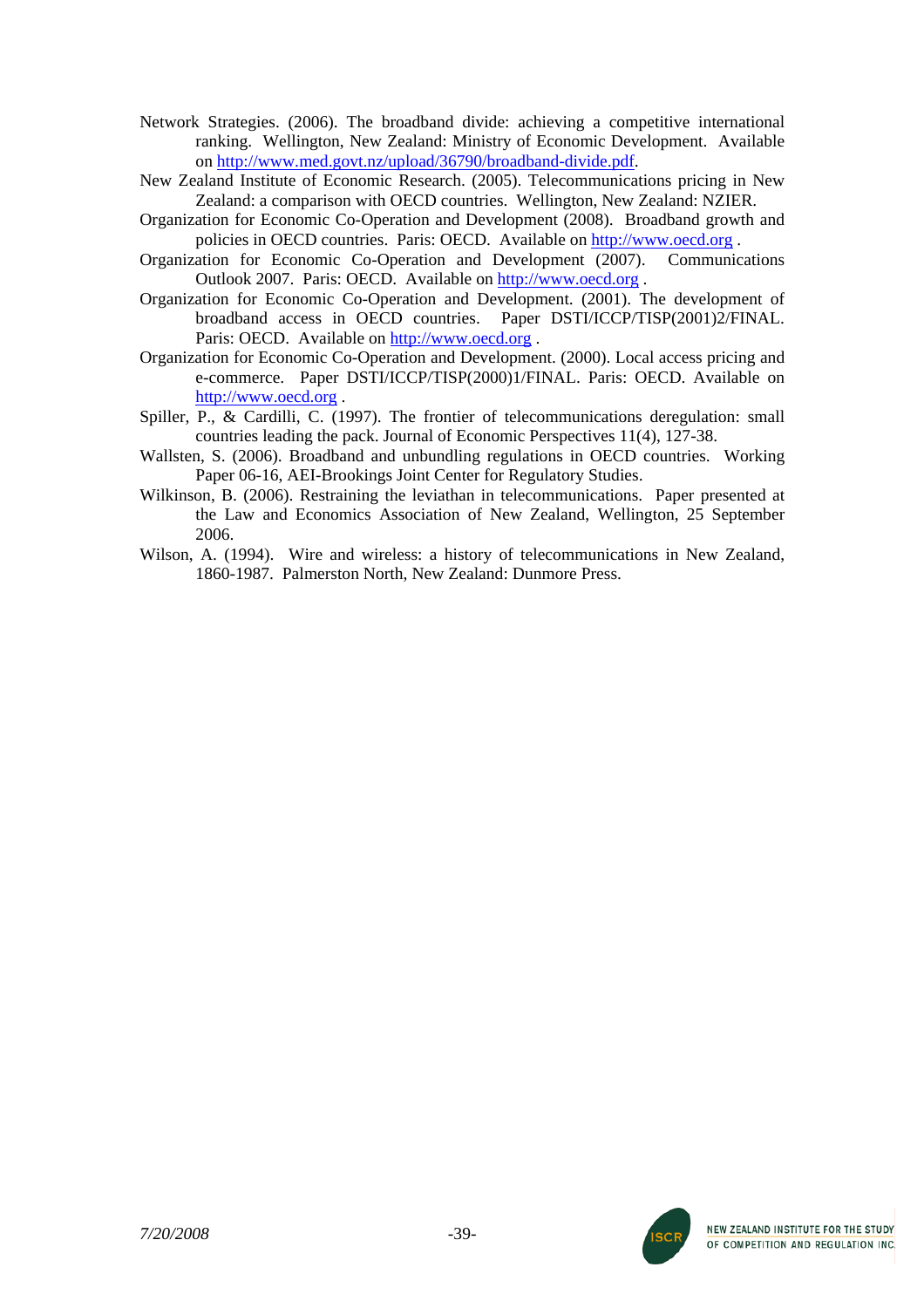Network Strategies. (2006). The broadband divide: achieving a competitive international ranking. Wellington, New Zealand: Ministry of Economic Development. Available on http://www.med.govt.nz/upload/36790/broadband-divide.pdf.

New Zealand Institute of Economic Research. (2005). Telecommunications pricing in New Zealand: a comparison with OECD countries. Wellington, New Zealand: NZIER.

Organization for Economic Co-Operation and Development (2008). Broadband growth and policies in OECD countries. Paris: OECD. Available on http://www.oecd.org .

Organization for Economic Co-Operation and Development (2007). Communications Outlook 2007. Paris: OECD. Available on http://www.oecd.org .

Organization for Economic Co-Operation and Development. (2001). The development of broadband access in OECD countries. Paper DSTI/ICCP/TISP(2001)2/FINAL. Paris: OECD. Available on http://www.oecd.org .

Organization for Economic Co-Operation and Development. (2000). Local access pricing and e-commerce. Paper DSTI/ICCP/TISP(2000)1/FINAL. Paris: OECD. Available on http://www.oecd.org .

Spiller, P., & Cardilli, C. (1997). The frontier of telecommunications deregulation: small countries leading the pack. Journal of Economic Perspectives 11(4), 127-38.

Wallsten, S. (2006). Broadband and unbundling regulations in OECD countries. Working Paper 06-16, AEI-Brookings Joint Center for Regulatory Studies.

Wilkinson, B. (2006). Restraining the leviathan in telecommunications. Paper presented at the Law and Economics Association of New Zealand, Wellington, 25 September 2006.

Wilson, A. (1994). Wire and wireless: a history of telecommunications in New Zealand, 1860-1987. Palmerston North, New Zealand: Dunmore Press.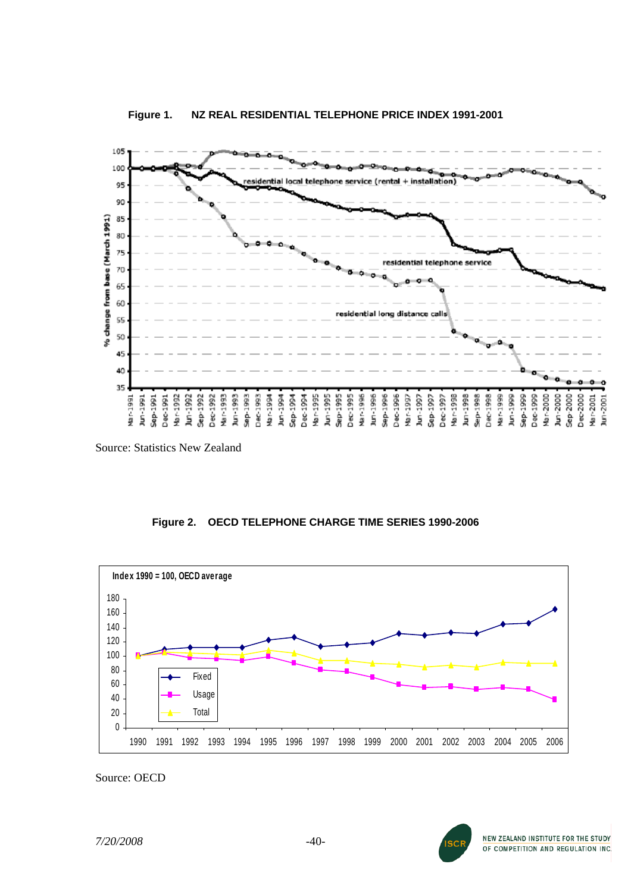**Figure 1. NZ REAL RESIDENTIAL TELEPHONE PRICE INDEX 1991-2001**

Source: Statistics New Zealand

**Figure 2. OECD TELEPHONE CHARGE TIME SERIES 1990-2006**

Source: OECD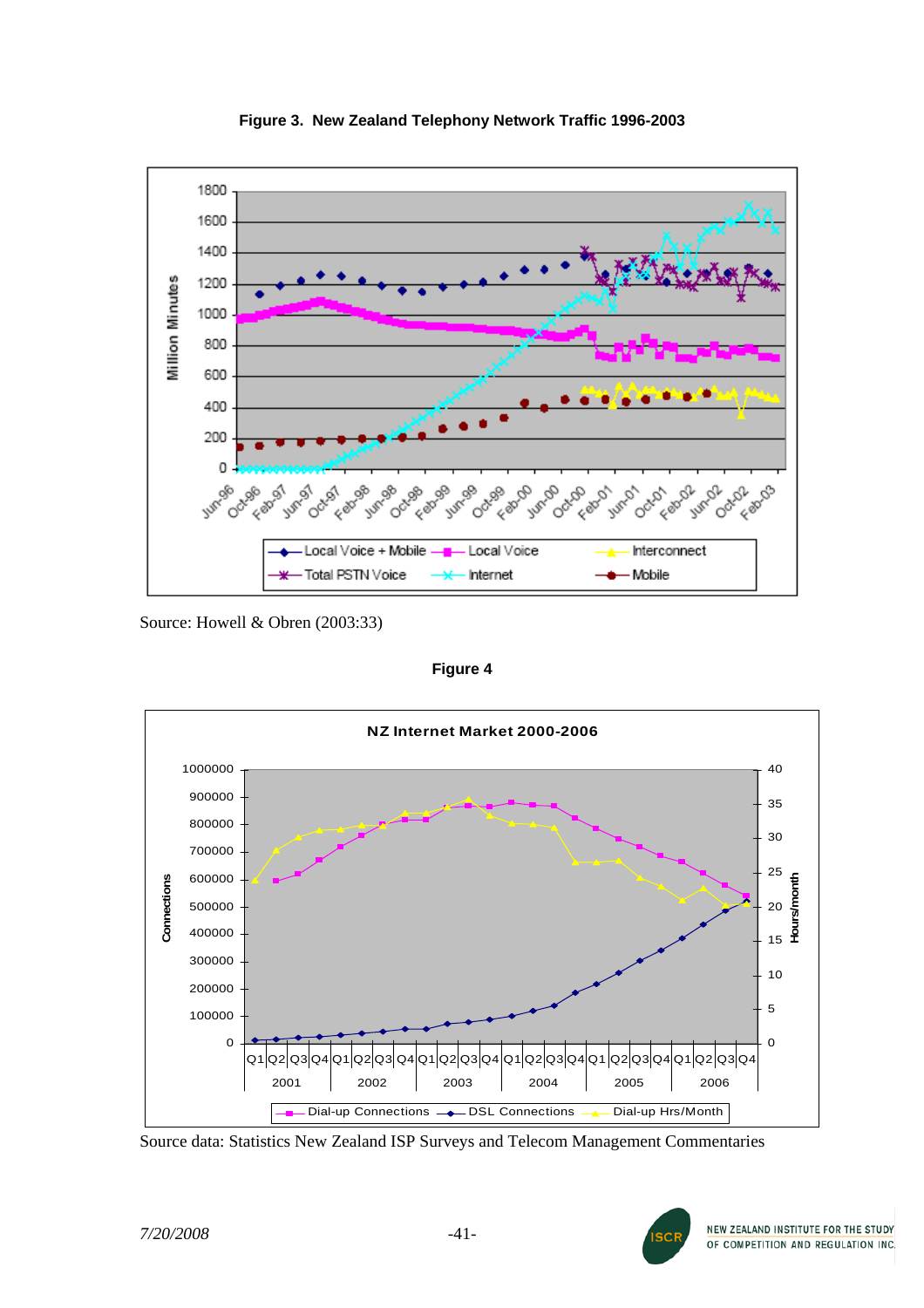**Figure 3. New Zealand Telephony Network Traffic 1996-2003**

Source: Howell & Obren (2003:33)

**Figure 4**

Source data: Statistics New Zealand ISP Surveys and Telecom Management Commentaries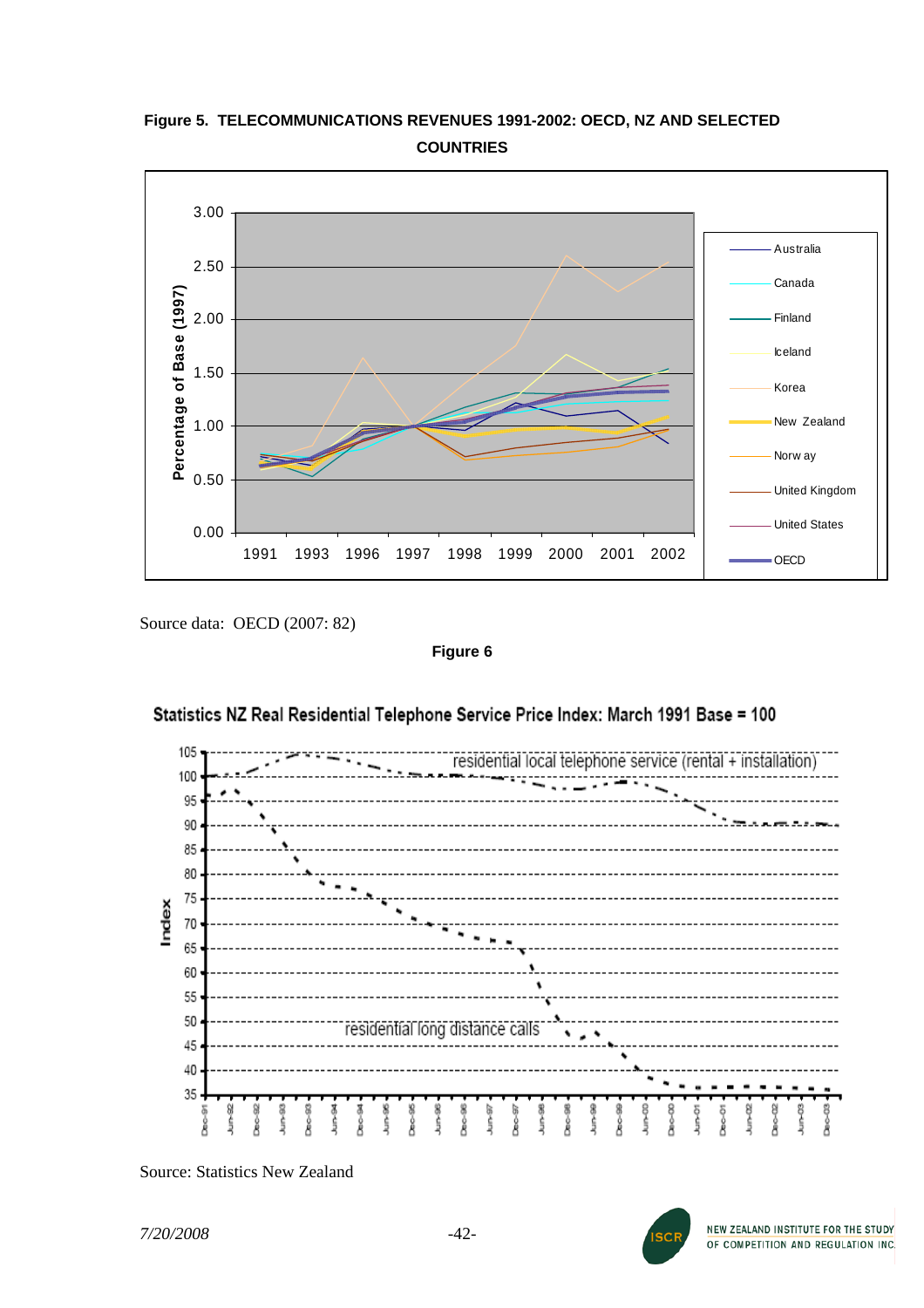**Figure 5. TELECOMMUNICATIONS REVENUES 1991-2002: OECD, NZ AND SELECTED COUNTRIES**

Source data: OECD (2007: 82)

**Figure 6**

Statistics NZ Real Residential Telephone Service Price Index: March 1991 Base = 100

Source: Statistics New Zealand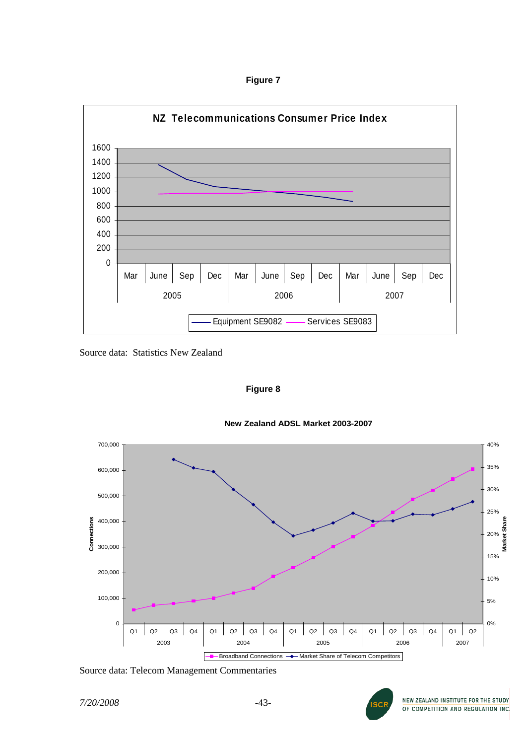**Figure 7**

Source data: Statistics New Zealand

**Figure 8**

Source data: Telecom Management Commentaries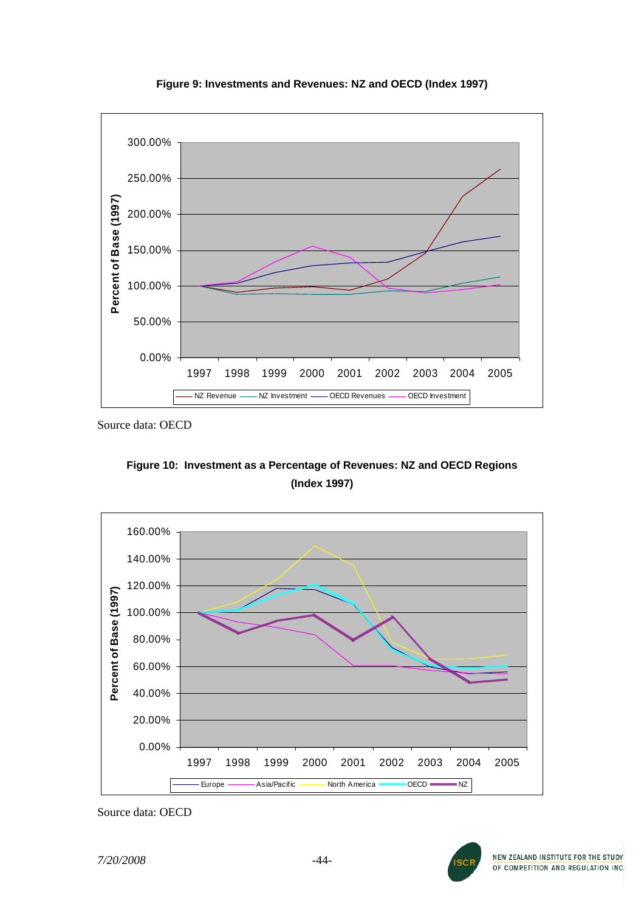**Figure 9: Investments and Revenues: NZ and OECD (Index 1997)**

Percent of Base (1997)

300.00%
250.00%
200.00%
150.00%
100.00%
50.00%
0.00%

1997 1998 1999 2000 2001 2002 2003 2004 2005

NZ Revenue — NZ Investment — OECD Revenues — OECD Investment

Source data: OECD

**Figure 10: Investment as a Percentage of Revenues: NZ and OECD Regions (Index 1997)**

Percent of Base (1997)

160.00%
140.00%
120.00%
100.00%
80.00%
60.00%
40.00%
20.00%
0.00%

1997 1998 1999 2000 2001 2002 2003 2004 2005

Europe — Asia/Pacific — North America — OECD — NZ

Source data: OECD